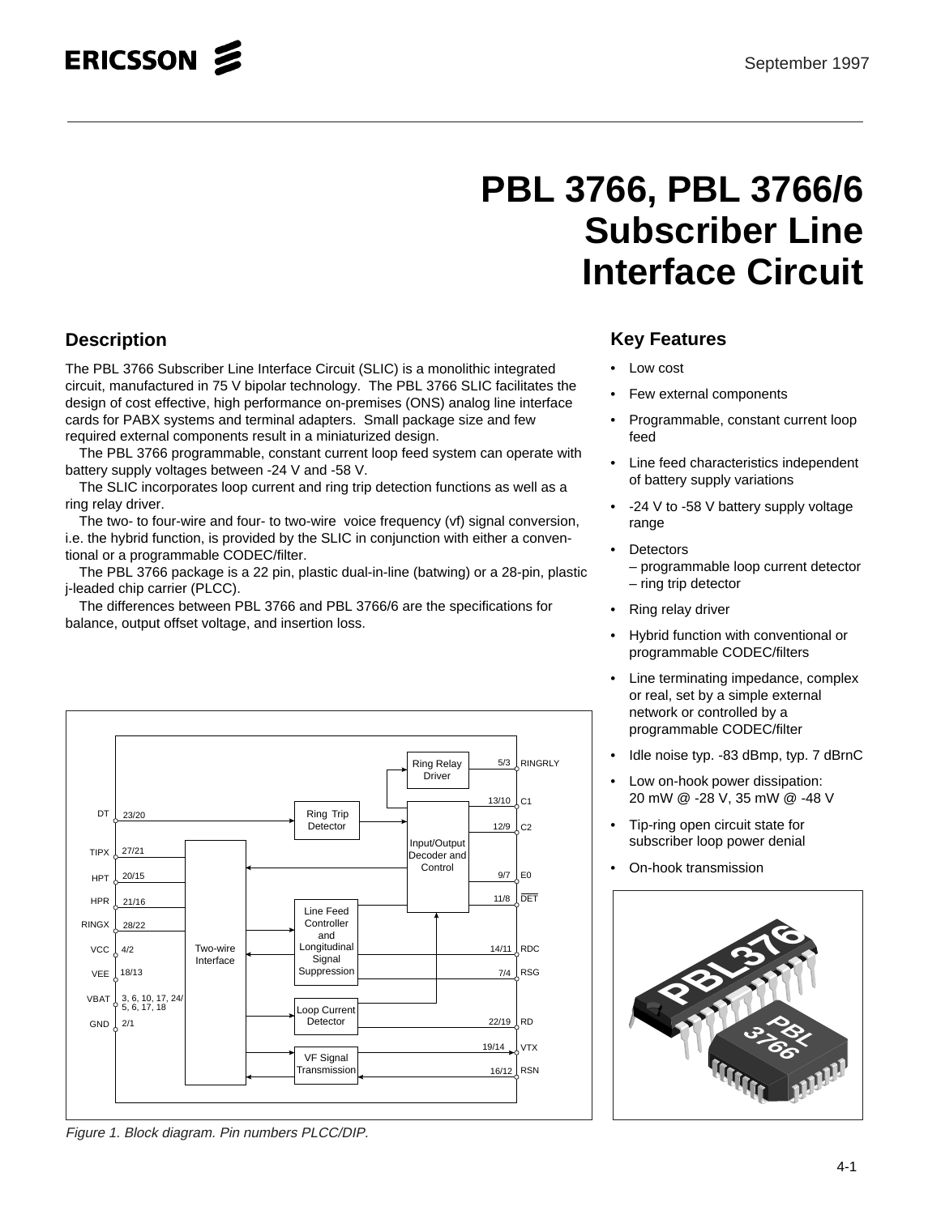# PBL 3766, PBL 3766/6 Subscriber Line Interface Circuit

## Description

The PBL 3766 Subscriber Line Interface Circuit (SLIC) is a monolithic integrated circuit, manufactured in 75 V bipolar technology. The PBL 3766 SLIC facilitates the design of cost effective, high performance on-premises (ONS) analog line interface cards for PABX systems and terminal adapters. Small package size and few required external components result in a miniaturized design.

The PBL 3766 programmable, constant current loop feed system can operate with battery supply voltages between -24 V and -58 V.

The SLIC incorporates loop current and ring trip detection functions as well as a ring relay driver.

The two- to four-wire and four- to two-wire voice frequency (vf) signal conversion, i.e. the hybrid function, is provided by the SLIC in conjunction with either a conventional or a programmable CODEC/filter.

The PBL 3766 package is a 22 pin, plastic dual-in-line (batwing) or a 28-pin, plastic j-leaded chip carrier (PLCC).

The differences between PBL 3766 and PBL 3766/6 are the specifications for balance, output offset voltage, and insertion loss.

*Figure 1. Block diagram. Pin numbers PLCC/DIP.*

## Key Features

- Low cost
- Few external components
- Programmable, constant current loop feed
- Line feed characteristics independent of battery supply variations
- -24 V to -58 V battery supply voltage range
- Detectors
  – programmable loop current detector
  – ring trip detector
- Ring relay driver
- Hybrid function with conventional or programmable CODEC/filters
- Line terminating impedance, complex or real, set by a simple external network or controlled by a programmable CODEC/filter
- Idle noise typ. -83 dBmp, typ. 7 dBrnC
- Low on-hook power dissipation: 20 mW @ -28 V, 35 mW @ -48 V
- Tip-ring open circuit state for subscriber loop power denial
- On-hook transmission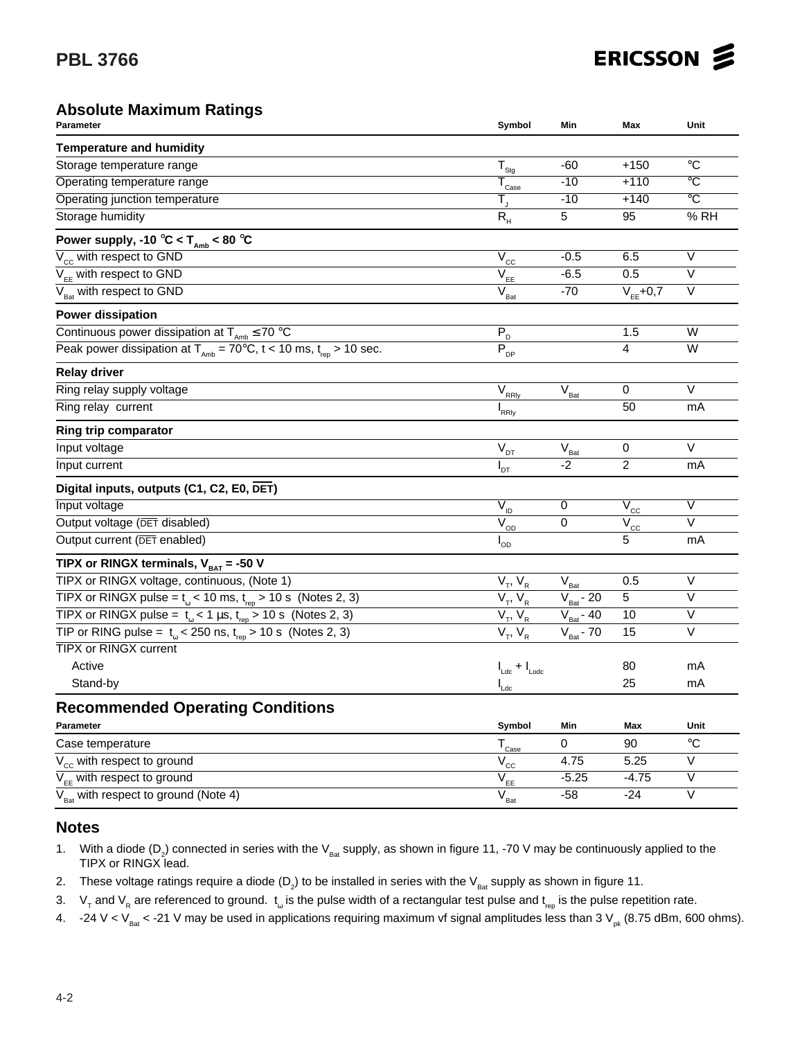## Absolute Maximum Ratings

| Parameter | Symbol | Min | Max | Unit |
|---|---|---|---|---|
| **Temperature and humidity** | | | | |
| Storage temperature range | $T_{Stg}$ | -60 | +150 | °C |
| Operating temperature range | $T_{Case}$ | -10 | +110 | °C |
| Operating junction temperature | $T_J$ | -10 | +140 | °C |
| Storage humidity | $R_H$ | 5 | 95 | % RH |
| **Power supply, -10 °C < $T_{Amb}$ < 80 °C** | | | | |
| $V_{CC}$ with respect to GND | $V_{CC}$ | -0.5 | 6.5 | V |
| $V_{EE}$ with respect to GND | $V_{EE}$ | -6.5 | 0.5 | V |
| $V_{Bat}$ with respect to GND | $V_{Bat}$ | -70 | $V_{EE}$+0,7 | V |
| **Power dissipation** | | | | |
| Continuous power dissipation at $T_{Amb}$ ≤ 70 °C | $P_D$ | | 1.5 | W |
| Peak power dissipation at $T_{Amb}$ = 70°C, t < 10 ms, $t_{rep}$ > 10 sec. | $P_{DP}$ | | 4 | W |
| **Relay driver** | | | | |
| Ring relay supply voltage | $V_{RRly}$ | $V_{Bat}$ | 0 | V |
| Ring relay current | $I_{RRly}$ | | 50 | mA |
| **Ring trip comparator** | | | | |
| Input voltage | $V_{DT}$ | $V_{Bat}$ | 0 | V |
| Input current | $I_{DT}$ | -2 | 2 | mA |
| **Digital inputs, outputs (C1, C2, E0, $\overline{DET}$)** | | | | |
| Input voltage | $V_{ID}$ | 0 | $V_{CC}$ | V |
| Output voltage ($\overline{DET}$ disabled) | $V_{OD}$ | 0 | $V_{CC}$ | V |
| Output current ($\overline{DET}$ enabled) | $I_{OD}$ | | 5 | mA |
| **TIPX or RINGX terminals, $V_{BAT}$ = -50 V** | | | | |
| TIPX or RINGX voltage, continuous, (Note 1) | $V_T$, $V_R$ | $V_{Bat}$ | 0.5 | V |
| TIPX or RINGX pulse = $t_\omega$ < 10 ms, $t_{rep}$ > 10 s (Notes 2, 3) | $V_T$, $V_R$ | $V_{Bat}$ - 20 | 5 | V |
| TIPX or RINGX pulse = $t_\omega$ < 1 µs, $t_{rep}$ > 10 s (Notes 2, 3) | $V_T$, $V_R$ | $V_{Bat}$ - 40 | 10 | V |
| TIP or RING pulse = $t_\omega$ < 250 ns, $t_{rep}$ > 10 s (Notes 2, 3) | $V_T$, $V_R$ | $V_{Bat}$ - 70 | 15 | V |
| TIPX or RINGX current | | | | |
| Active | $I_{Ldc}$ + $I_{Lodc}$ | | 80 | mA |
| Stand-by | $I_{Ldc}$ | | 25 | mA |

## Recommended Operating Conditions

| Parameter | Symbol | Min | Max | Unit |
|---|---|---|---|---|
| Case temperature | $T_{Case}$ | 0 | 90 | °C |
| $V_{CC}$ with respect to ground | $V_{CC}$ | 4.75 | 5.25 | V |
| $V_{EE}$ with respect to ground | $V_{EE}$ | -5.25 | -4.75 | V |
| $V_{Bat}$ with respect to ground (Note 4) | $V_{Bat}$ | -58 | -24 | V |

## Notes

1. With a diode ($D_2$) connected in series with the $V_{Bat}$ supply, as shown in figure 11, -70 V may be continuously applied to the TIPX or RINGX lead.
2. These voltage ratings require a diode ($D_2$) to be installed in series with the $V_{Bat}$ supply as shown in figure 11.
3. $V_T$ and $V_R$ are referenced to ground. $t_\omega$ is the pulse width of a rectangular test pulse and $t_{rep}$ is the pulse repetition rate.
4. -24 V < $V_{Bat}$ < -21 V may be used in applications requiring maximum vf signal amplitudes less than 3 $V_{pk}$ (8.75 dBm, 600 ohms).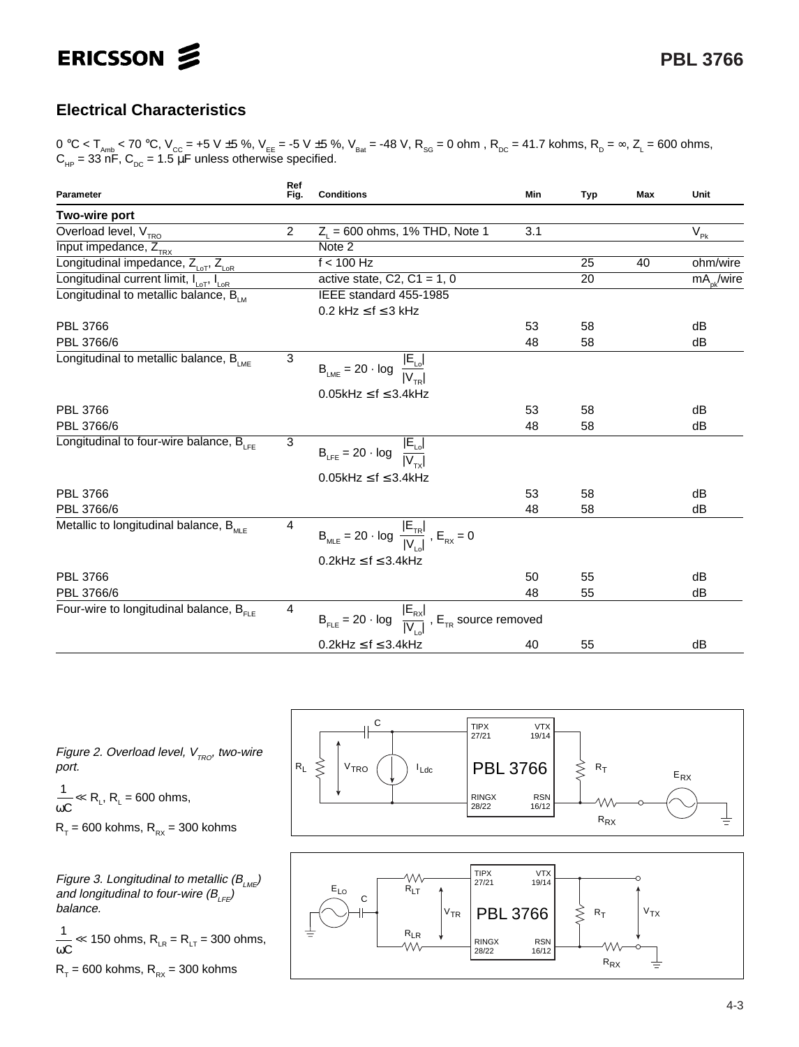## Electrical Characteristics

0 °C < $T_{Amb}$ < 70 °C, $V_{CC}$ = +5 V ±5 %, $V_{EE}$ = -5 V ±5 %, $V_{Bat}$ = -48 V, $R_{SG}$ = 0 ohm , $R_{DC}$ = 41.7 kohms, $R_D$ = ∞, $Z_L$ = 600 ohms, $C_{HP}$ = 33 nF, $C_{DC}$ = 1.5 µF unless otherwise specified.

| Parameter | Ref Fig. | Conditions | Min | Typ | Max | Unit |
|---|---|---|---|---|---|---|
| **Two-wire port** | | | | | | |
| Overload level, $V_{TRO}$ | 2 | $Z_L$ = 600 ohms, 1% THD, Note 1 | 3.1 | | | $V_{Pk}$ |
| Input impedance, $Z_{TRX}$ | | Note 2 | | | | |
| Longitudinal impedance, $Z_{LoT}$, $Z_{LoR}$ | | f < 100 Hz | | 25 | 40 | ohm/wire |
| Longitudinal current limit, $I_{LoT}$, $I_{LoR}$ | | active state, C2, C1 = 1, 0 | | 20 | | $mA_{pk}$/wire |
| Longitudinal to metallic balance, $B_{LM}$ | | IEEE standard 455-1985 | | | | |
| | | 0.2 kHz ≤ f ≤ 3 kHz | | | | |
| PBL 3766 | | | 53 | 58 | | dB |
| PBL 3766/6 | | | 48 | 58 | | dB |
| Longitudinal to metallic balance, $B_{LME}$ | 3 | $B_{LME} = 20 \cdot \log \frac{\lvert E_{Lo}\rvert}{\lvert V_{TR}\rvert}$ | | | | |
| | | 0.05kHz ≤ f ≤ 3.4kHz | | | | |
| PBL 3766 | | | 53 | 58 | | dB |
| PBL 3766/6 | | | 48 | 58 | | dB |
| Longitudinal to four-wire balance, $B_{LFE}$ | 3 | $B_{LFE} = 20 \cdot \log \frac{\lvert E_{Lo}\rvert}{\lvert V_{TX}\rvert}$ | | | | |
| | | 0.05kHz ≤ f ≤ 3.4kHz | | | | |
| PBL 3766 | | | 53 | 58 | | dB |
| PBL 3766/6 | | | 48 | 58 | | dB |
| Metallic to longitudinal balance, $B_{MLE}$ | 4 | $B_{MLE} = 20 \cdot \log \frac{\lvert E_{TR}\rvert}{\lvert V_{Lo}\rvert}$, $E_{RX} = 0$ | | | | |
| | | 0.2kHz ≤ f ≤ 3.4kHz | | | | |
| PBL 3766 | | | 50 | 55 | | dB |
| PBL 3766/6 | | | 48 | 55 | | dB |
| Four-wire to longitudinal balance, $B_{FLE}$ | 4 | $B_{FLE} = 20 \cdot \log \frac{\lvert E_{RX}\rvert}{\lvert V_{Lo}\rvert}$, $E_{TR}$ source removed | | | | |
| | | 0.2kHz ≤ f ≤ 3.4kHz | 40 | 55 | | dB |

*Figure 2. Overload level, $V_{TRO}$, two-wire port.*

$\frac{1}{\omega C} \ll R_L$, $R_L$ = 600 ohms,

$R_T$ = 600 kohms, $R_{RX}$ = 300 kohms

*Figure 3. Longitudinal to metallic ($B_{LME}$) and longitudinal to four-wire ($B_{LFE}$) balance.*

$\frac{1}{\omega C} \ll$ 150 ohms, $R_{LR} = R_{LT}$ = 300 ohms,

$R_T$ = 600 kohms, $R_{RX}$ = 300 kohms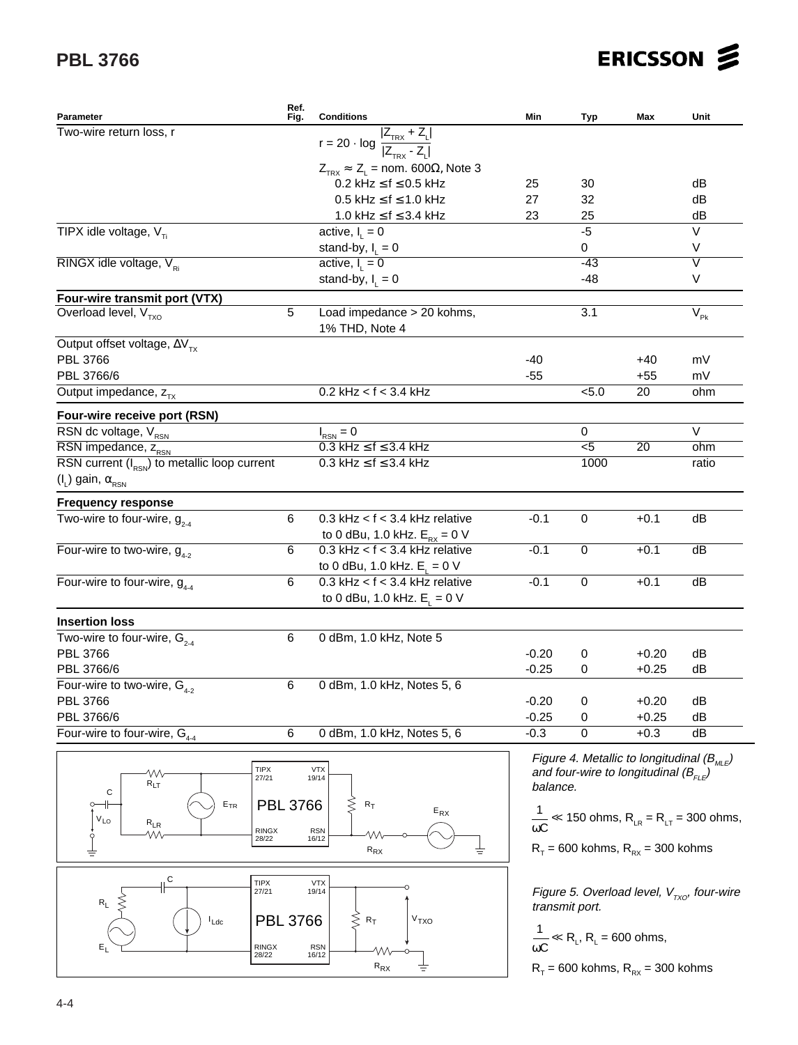| Parameter | Ref. Fig. | Conditions | Min | Typ | Max | Unit |
|---|---|---|---|---|---|---|
| Two-wire return loss, r | | $r = 20 \cdot \log \frac{\lvert Z_{TRX} + Z_L \rvert}{\lvert Z_{TRX} - Z_L \rvert}$ | | | | |
| | | $Z_{TRX} \approx Z_L$ = nom. 600Ω, Note 3 | | | | |
| | | 0.2 kHz ≤ f ≤ 0.5 kHz | 25 | 30 | | dB |
| | | 0.5 kHz ≤ f ≤ 1.0 kHz | 27 | 32 | | dB |
| | | 1.0 kHz ≤ f ≤ 3.4 kHz | 23 | 25 | | dB |
| TIPX idle voltage, $V_{Ti}$ | | active, $I_L = 0$ | | -5 | | V |
| | | stand-by, $I_L = 0$ | | 0 | | V |
| RINGX idle voltage, $V_{Ri}$ | | active, $I_L = 0$ | | -43 | | V |
| | | stand-by, $I_L = 0$ | | -48 | | V |
| **Four-wire transmit port (VTX)** | | | | | | |
| Overload level, $V_{TXO}$ | 5 | Load impedance > 20 kohms, 1% THD, Note 4 | | 3.1 | | $V_{Pk}$ |
| Output offset voltage, $\Delta V_{TX}$ | | | | | | |
| PBL 3766 | | | -40 | | +40 | mV |
| PBL 3766/6 | | | -55 | | +55 | mV |
| Output impedance, $z_{TX}$ | | 0.2 kHz < f < 3.4 kHz | | <5.0 | 20 | ohm |
| **Four-wire receive port (RSN)** | | | | | | |
| RSN dc voltage, $V_{RSN}$ | | $I_{RSN} = 0$ | | 0 | | V |
| RSN impedance, $z_{RSN}$ | | 0.3 kHz ≤ f ≤ 3.4 kHz | | <5 | 20 | ohm |
| RSN current ($I_{RSN}$) to metallic loop current ($I_L$) gain, $\alpha_{RSN}$ | | 0.3 kHz ≤ f ≤ 3.4 kHz | | 1000 | | ratio |
| **Frequency response** | | | | | | |
| Two-wire to four-wire, $g_{2-4}$ | 6 | 0.3 kHz < f < 3.4 kHz relative to 0 dBu, 1.0 kHz. $E_{RX} = 0$ V | -0.1 | 0 | +0.1 | dB |
| Four-wire to two-wire, $g_{4-2}$ | 6 | 0.3 kHz < f < 3.4 kHz relative to 0 dBu, 1.0 kHz. $E_L = 0$ V | -0.1 | 0 | +0.1 | dB |
| Four-wire to four-wire, $g_{4-4}$ | 6 | 0.3 kHz < f < 3.4 kHz relative to 0 dBu, 1.0 kHz. $E_L = 0$ V | -0.1 | 0 | +0.1 | dB |
| **Insertion loss** | | | | | | |
| Two-wire to four-wire, $G_{2-4}$ | 6 | 0 dBm, 1.0 kHz, Note 5 | | | | |
| PBL 3766 | | | -0.20 | 0 | +0.20 | dB |
| PBL 3766/6 | | | -0.25 | 0 | +0.25 | dB |
| Four-wire to two-wire, $G_{4-2}$ | 6 | 0 dBm, 1.0 kHz, Notes 5, 6 | | | | |
| PBL 3766 | | | -0.20 | 0 | +0.20 | dB |
| PBL 3766/6 | | | -0.25 | 0 | +0.25 | dB |
| Four-wire to four-wire, $G_{4-4}$ | 6 | 0 dBm, 1.0 kHz, Notes 5, 6 | -0.3 | 0 | +0.3 | dB |

*Figure 4. Metallic to longitudinal ($B_{MLE}$) and four-wire to longitudinal ($B_{FLE}$) balance.*

$\frac{1}{\omega C} \ll$ 150 ohms, $R_{LR} = R_{LT}$ = 300 ohms,

$R_T$ = 600 kohms, $R_{RX}$ = 300 kohms

*Figure 5. Overload level, $V_{TXO}$, four-wire transmit port.*

$\frac{1}{\omega C} \ll R_L$, $R_L$ = 600 ohms,

$R_T$ = 600 kohms, $R_{RX}$ = 300 kohms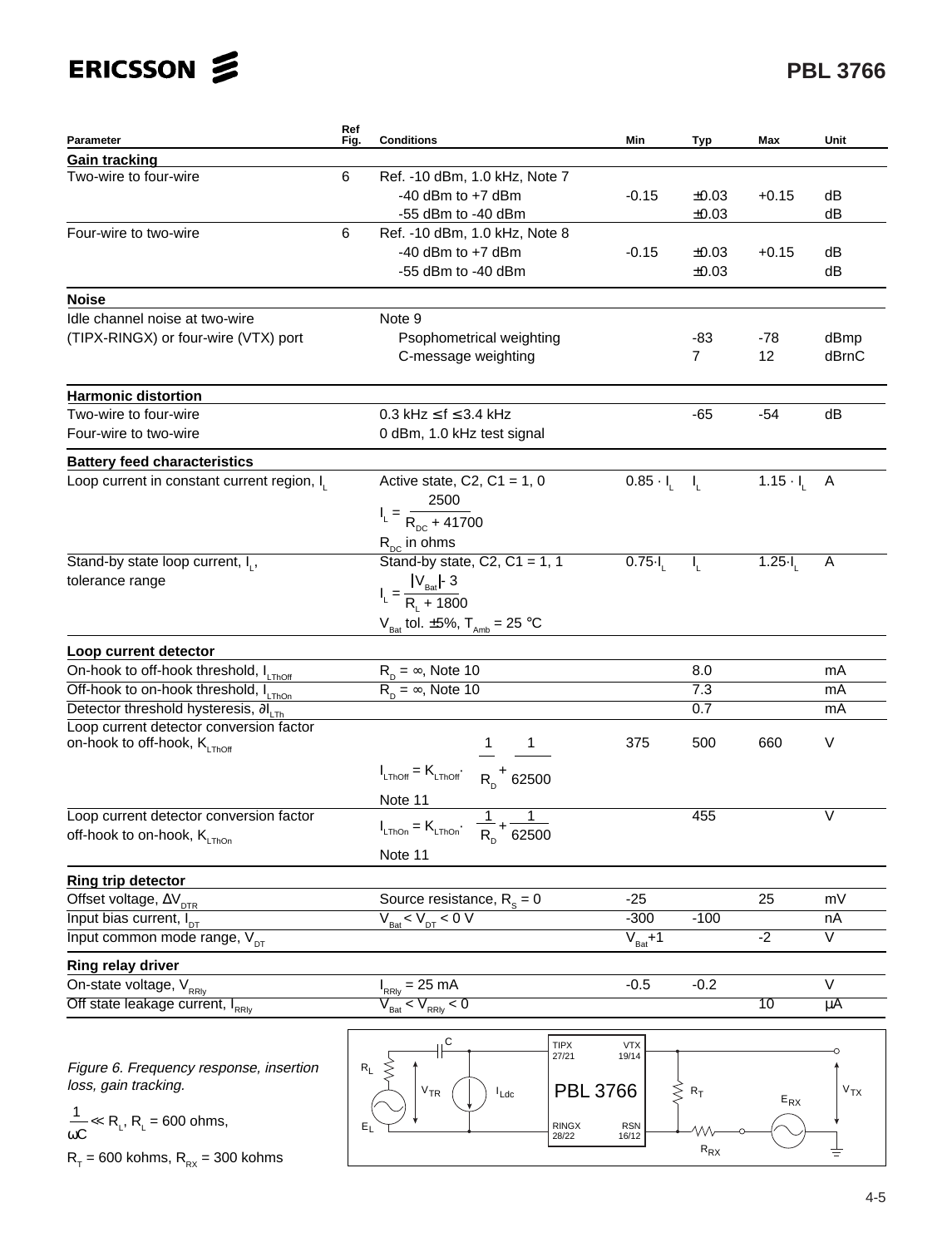| Parameter | Ref Fig. | Conditions | Min | Typ | Max | Unit |
|---|---|---|---|---|---|---|
| **Gain tracking** | | | | | | |
| Two-wire to four-wire | 6 | Ref. -10 dBm, 1.0 kHz, Note 7 | | | | |
| | | -40 dBm to +7 dBm | -0.15 | ±0.03 | +0.15 | dB |
| | | -55 dBm to -40 dBm | | ±0.03 | | dB |
| Four-wire to two-wire | 6 | Ref. -10 dBm, 1.0 kHz, Note 8 | | | | |
| | | -40 dBm to +7 dBm | -0.15 | ±0.03 | +0.15 | dB |
| | | -55 dBm to -40 dBm | | ±0.03 | | dB |
| **Noise** | | | | | | |
| Idle channel noise at two-wire (TIPX-RINGX) or four-wire (VTX) port | | Note 9 | | | | |
| | | Psophometrical weighting | | -83 | -78 | dBmp |
| | | C-message weighting | | 7 | 12 | dBrnC |
| **Harmonic distortion** | | | | | | |
| Two-wire to four-wire | | $0.3\text{ kHz} \leq f \leq 3.4\text{ kHz}$ | | -65 | -54 | dB |
| Four-wire to two-wire | | 0 dBm, 1.0 kHz test signal | | | | |
| **Battery feed characteristics** | | | | | | |
| Loop current in constant current region, $I_L$ | | Active state, C2, C1 = 1, 0 $I_L = \frac{2500}{R_{DC} + 41700}$ $R_{DC}$ in ohms | $0.85 \cdot I_L$ | $I_L$ | $1.15 \cdot I_L$ | A |
| Stand-by state loop current, $I_L$, tolerance range | | Stand-by state, C2, C1 = 1, 1 $I_L = \frac{\lvert V_{Bat}\rvert - 3}{R_L + 1800}$ $V_{Bat}$ tol. ±5%, $T_{Amb}$ = 25 °C | $0.75 \cdot I_L$ | $I_L$ | $1.25 \cdot I_L$ | A |
| **Loop current detector** | | | | | | |
| On-hook to off-hook threshold, $I_{LThOff}$ | | $R_D = \infty$, Note 10 | | 8.0 | | mA |
| Off-hook to on-hook threshold, $I_{LThOn}$ | | $R_D = \infty$, Note 10 | | 7.3 | | mA |
| Detector threshold hysteresis, $\partial I_{LTh}$ | | | | 0.7 | | mA |
| Loop current detector conversion factor on-hook to off-hook, $K_{LThOff}$ | | $I_{LThOff} = K_{LThOff} \cdot \left(\frac{1}{R_D} + \frac{1}{62500}\right)$ Note 11 | 375 | 500 | 660 | V |
| Loop current detector conversion factor off-hook to on-hook, $K_{LThOn}$ | | $I_{LThOn} = K_{LThOn} \cdot \left(\frac{1}{R_D} + \frac{1}{62500}\right)$ Note 11 | | 455 | | V |
| **Ring trip detector** | | | | | | |
| Offset voltage, $\Delta V_{DTR}$ | | Source resistance, $R_S = 0$ | -25 | | 25 | mV |
| Input bias current, $I_{DT}$ | | $V_{Bat} < V_{DT} < 0$ V | -300 | -100 | | nA |
| Input common mode range, $V_{DT}$ | | | $V_{Bat}+1$ | | -2 | V |
| **Ring relay driver** | | | | | | |
| On-state voltage, $V_{RRly}$ | | $I_{RRly}$ = 25 mA | -0.5 | -0.2 | | V |
| Off state leakage current, $I_{RRly}$ | | $V_{Bat} < V_{RRly} < 0$ | | | 10 | µA |

*Figure 6. Frequency response, insertion loss, gain tracking.*

$\frac{1}{\omega C} \ll R_L$, $R_L$ = 600 ohms,

$R_T$ = 600 kohms, $R_{RX}$ = 300 kohms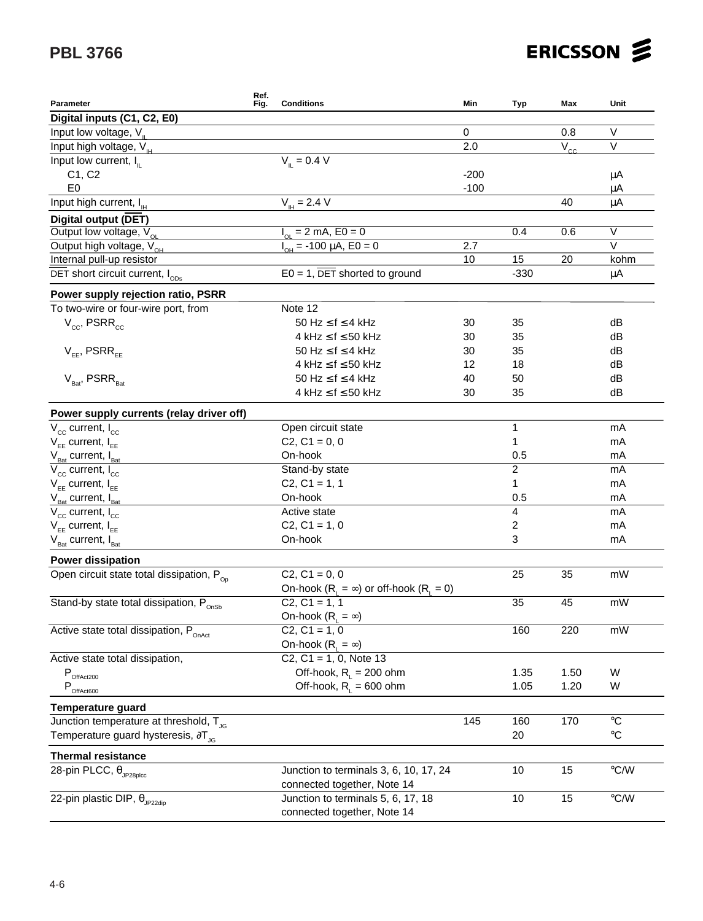| Parameter | Ref. Fig. | Conditions | Min | Typ | Max | Unit |
|---|---|---|---|---|---|---|
| **Digital inputs (C1, C2, E0)** | | | | | | |
| Input low voltage, $V_{IL}$ | | | 0 | | 0.8 | V |
| Input high voltage, $V_{IH}$ | | | 2.0 | | $V_{CC}$ | V |
| Input low current, $I_{IL}$ | | $V_{IL}$ = 0.4 V | | | | |
| C1, C2 | | | -200 | | | μA |
| E0 | | | -100 | | | μA |
| Input high current, $I_{IH}$ | | $V_{IH}$ = 2.4 V | | | 40 | μA |
| **Digital output ($\overline{DET}$)** | | | | | | |
| Output low voltage, $V_{OL}$ | | $I_{OL}$ = 2 mA, E0 = 0 | | 0.4 | 0.6 | V |
| Output high voltage, $V_{OH}$ | | $I_{OH}$ = -100 μA, E0 = 0 | 2.7 | | | V |
| Internal pull-up resistor | | | 10 | 15 | 20 | kohm |
| $\overline{DET}$ short circuit current, $I_{ODs}$ | | E0 = 1, $\overline{DET}$ shorted to ground | | -330 | | μA |
| **Power supply rejection ratio, PSRR** | | | | | | |
| To two-wire or four-wire port, from | | Note 12 | | | | |
| $V_{CC}$, $PSRR_{CC}$ | | 50 Hz ≤ f ≤ 4 kHz | 30 | 35 | | dB |
| | | 4 kHz ≤ f ≤ 50 kHz | 30 | 35 | | dB |
| $V_{EE}$, $PSRR_{EE}$ | | 50 Hz ≤ f ≤ 4 kHz | 30 | 35 | | dB |
| | | 4 kHz ≤ f ≤ 50 kHz | 12 | 18 | | dB |
| $V_{Bat}$, $PSRR_{Bat}$ | | 50 Hz ≤ f ≤ 4 kHz | 40 | 50 | | dB |
| | | 4 kHz ≤ f ≤ 50 kHz | 30 | 35 | | dB |
| **Power supply currents (relay driver off)** | | | | | | |
| $V_{CC}$ current, $I_{CC}$ | | Open circuit state | | 1 | | mA |
| $V_{EE}$ current, $I_{EE}$ | | C2, C1 = 0, 0 | | 1 | | mA |
| $V_{Bat}$ current, $I_{Bat}$ | | On-hook | | 0.5 | | mA |
| $V_{CC}$ current, $I_{CC}$ | | Stand-by state | | 2 | | mA |
| $V_{EE}$ current, $I_{EE}$ | | C2, C1 = 1, 1 | | 1 | | mA |
| $V_{Bat}$ current, $I_{Bat}$ | | On-hook | | 0.5 | | mA |
| $V_{CC}$ current, $I_{CC}$ | | Active state | | 4 | | mA |
| $V_{EE}$ current, $I_{EE}$ | | C2, C1 = 1, 0 | | 2 | | mA |
| $V_{Bat}$ current, $I_{Bat}$ | | On-hook | | 3 | | mA |
| **Power dissipation** | | | | | | |
| Open circuit state total dissipation, $P_{Op}$ | | C2, C1 = 0, 0<br>On-hook ($R_L$ = ∞) or off-hook ($R_L$ = 0) | | 25 | 35 | mW |
| Stand-by state total dissipation, $P_{OnSb}$ | | C2, C1 = 1, 1<br>On-hook ($R_L$ = ∞) | | 35 | 45 | mW |
| Active state total dissipation, $P_{OnAct}$ | | C2, C1 = 1, 0<br>On-hook ($R_L$ = ∞) | | 160 | 220 | mW |
| Active state total dissipation, | | C2, C1 = 1, 0, Note 13 | | | | |
| $P_{OffAct200}$ | | Off-hook, $R_L$ = 200 ohm | | 1.35 | 1.50 | W |
| $P_{OffAct600}$ | | Off-hook, $R_L$ = 600 ohm | | 1.05 | 1.20 | W |
| **Temperature guard** | | | | | | |
| Junction temperature at threshold, $T_{JG}$ | | | 145 | 160 | 170 | °C |
| Temperature guard hysteresis, $\partial T_{JG}$ | | | | 20 | | °C |
| **Thermal resistance** | | | | | | |
| 28-pin PLCC, $\theta_{JP28plcc}$ | | Junction to terminals 3, 6, 10, 17, 24 connected together, Note 14 | | 10 | 15 | °C/W |
| 22-pin plastic DIP, $\theta_{JP22dip}$ | | Junction to terminals 5, 6, 17, 18 connected together, Note 14 | | 10 | 15 | °C/W |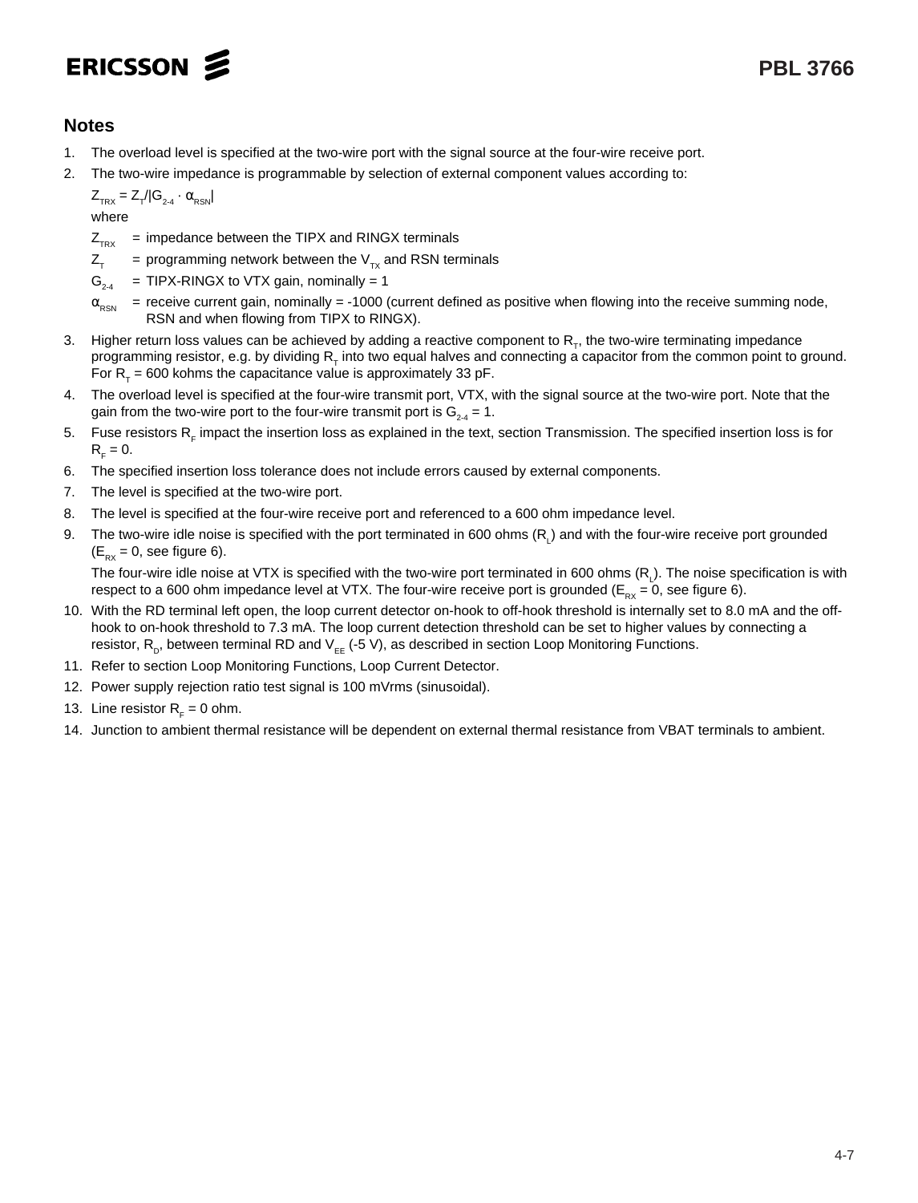## Notes

1. The overload level is specified at the two-wire port with the signal source at the four-wire receive port.
2. The two-wire impedance is programmable by selection of external component values according to:

   $Z_{TRX} = Z_T/|G_{2\text{-}4} \cdot \alpha_{RSN}|$

   where

   $Z_{TRX}$ = impedance between the TIPX and RINGX terminals

   $Z_T$ = programming network between the $V_{TX}$ and RSN terminals

   $G_{2\text{-}4}$ = TIPX-RINGX to VTX gain, nominally = 1

   $\alpha_{RSN}$ = receive current gain, nominally = -1000 (current defined as positive when flowing into the receive summing node, RSN and when flowing from TIPX to RINGX).
3. Higher return loss values can be achieved by adding a reactive component to $R_T$, the two-wire terminating impedance programming resistor, e.g. by dividing $R_T$ into two equal halves and connecting a capacitor from the common point to ground. For $R_T$ = 600 kohms the capacitance value is approximately 33 pF.
4. The overload level is specified at the four-wire transmit port, VTX, with the signal source at the two-wire port. Note that the gain from the two-wire port to the four-wire transmit port is $G_{2\text{-}4} = 1$.
5. Fuse resistors $R_F$ impact the insertion loss as explained in the text, section Transmission. The specified insertion loss is for $R_F = 0$.
6. The specified insertion loss tolerance does not include errors caused by external components.
7. The level is specified at the two-wire port.
8. The level is specified at the four-wire receive port and referenced to a 600 ohm impedance level.
9. The two-wire idle noise is specified with the port terminated in 600 ohms ($R_L$) and with the four-wire receive port grounded ($E_{RX} = 0$, see figure 6).

   The four-wire idle noise at VTX is specified with the two-wire port terminated in 600 ohms ($R_L$). The noise specification is with respect to a 600 ohm impedance level at VTX. The four-wire receive port is grounded ($E_{RX} = 0$, see figure 6).
10. With the RD terminal left open, the loop current detector on-hook to off-hook threshold is internally set to 8.0 mA and the off-hook to on-hook threshold to 7.3 mA. The loop current detection threshold can be set to higher values by connecting a resistor, $R_D$, between terminal RD and $V_{EE}$ (-5 V), as described in section Loop Monitoring Functions.
11. Refer to section Loop Monitoring Functions, Loop Current Detector.
12. Power supply rejection ratio test signal is 100 mVrms (sinusoidal).
13. Line resistor $R_F$ = 0 ohm.
14. Junction to ambient thermal resistance will be dependent on external thermal resistance from VBAT terminals to ambient.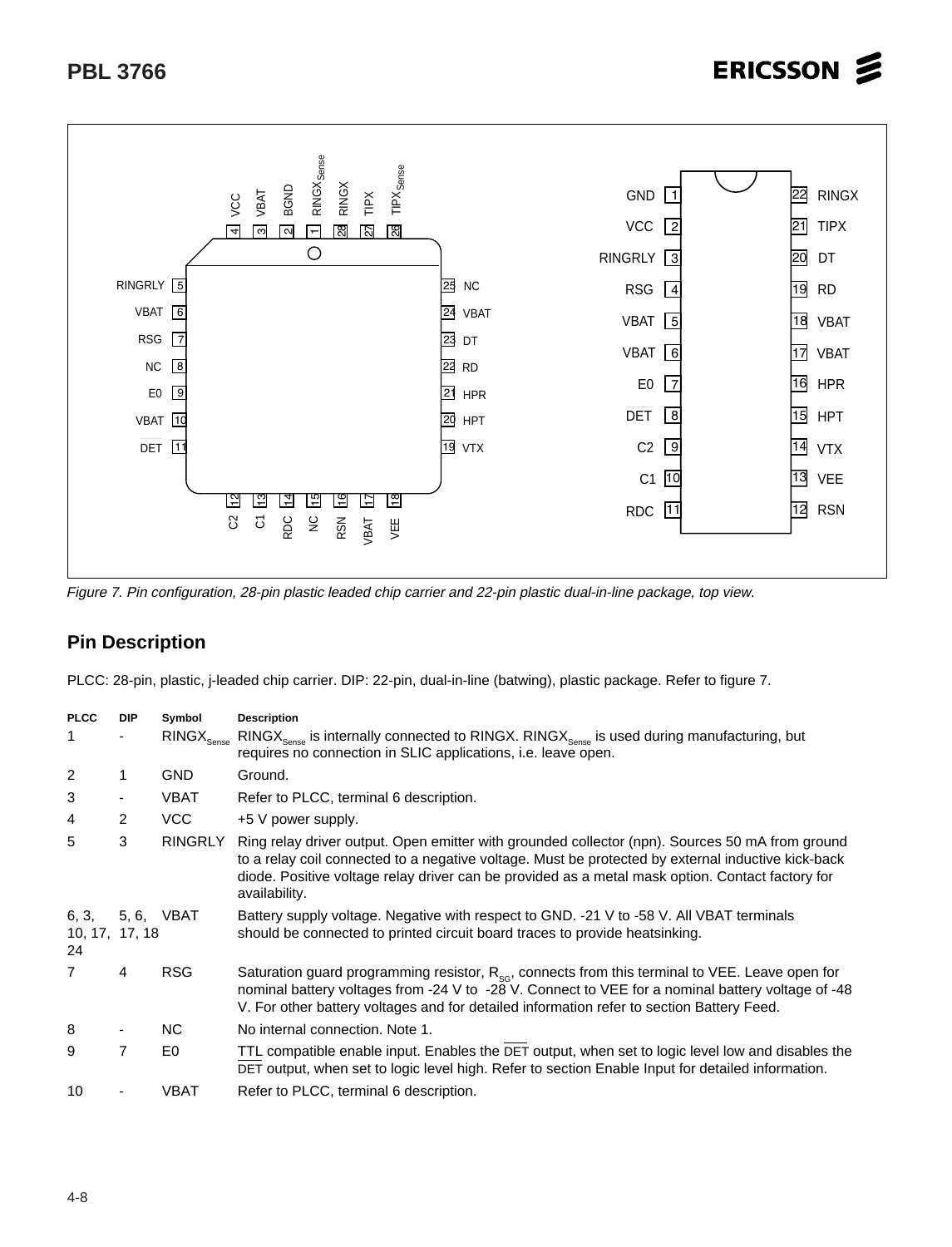Figure 7. Pin configuration, 28-pin plastic leaded chip carrier and 22-pin plastic dual-in-line package, top view.

## Pin Description

PLCC: 28-pin, plastic, j-leaded chip carrier. DIP: 22-pin, dual-in-line (batwing), plastic package. Refer to figure 7.

| PLCC | DIP | Symbol | Description |
|---|---|---|---|
| 1 | - | $RINGX_{Sense}$ | $RINGX_{Sense}$ is internally connected to RINGX. $RINGX_{Sense}$ is used during manufacturing, but requires no connection in SLIC applications, i.e. leave open. |
| 2 | 1 | GND | Ground. |
| 3 | - | VBAT | Refer to PLCC, terminal 6 description. |
| 4 | 2 | VCC | +5 V power supply. |
| 5 | 3 | RINGRLY | Ring relay driver output. Open emitter with grounded collector (npn). Sources 50 mA from ground to a relay coil connected to a negative voltage. Must be protected by external inductive kick-back diode. Positive voltage relay driver can be provided as a metal mask option. Contact factory for availability. |
| 6, 3, 10, 17, 24 | 5, 6, 17, 18 | VBAT | Battery supply voltage. Negative with respect to GND. -21 V to -58 V. All VBAT terminals should be connected to printed circuit board traces to provide heatsinking. |
| 7 | 4 | RSG | Saturation guard programming resistor, $R_{SG}$, connects from this terminal to VEE. Leave open for nominal battery voltages from -24 V to -28 V. Connect to VEE for a nominal battery voltage of -48 V. For other battery voltages and for detailed information refer to section Battery Feed. |
| 8 | - | NC | No internal connection. Note 1. |
| 9 | 7 | E0 | TTL compatible enable input. Enables the $\overline{DET}$ output, when set to logic level low and disables the $\overline{DET}$ output, when set to logic level high. Refer to section Enable Input for detailed information. |
| 10 | - | VBAT | Refer to PLCC, terminal 6 description. |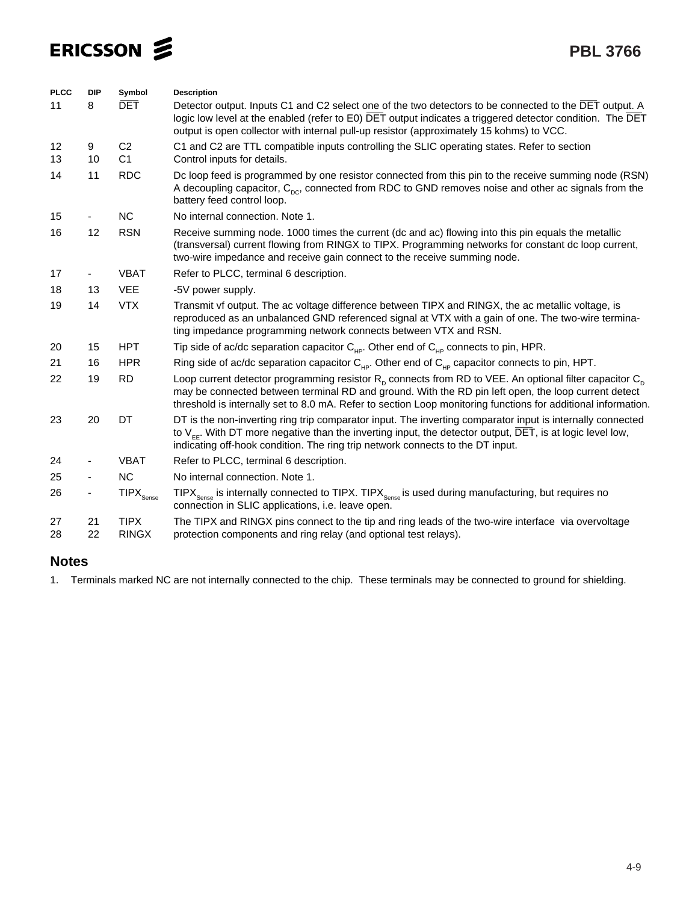| PLCC | DIP | Symbol | Description |
|---|---|---|---|
| 11 | 8 | $\overline{DET}$ | Detector output. Inputs C1 and C2 select one of the two detectors to be connected to the $\overline{DET}$ output. A logic low level at the enabled (refer to E0) $\overline{DET}$ output indicates a triggered detector condition. The $\overline{DET}$ output is open collector with internal pull-up resistor (approximately 15 kohms) to VCC. |
| 12<br>13 | 9<br>10 | C2<br>C1 | C1 and C2 are TTL compatible inputs controlling the SLIC operating states. Refer to section Control inputs for details. |
| 14 | 11 | RDC | Dc loop feed is programmed by one resistor connected from this pin to the receive summing node (RSN) A decoupling capacitor, $C_{DC}$, connected from RDC to GND removes noise and other ac signals from the battery feed control loop. |
| 15 | - | NC | No internal connection. Note 1. |
| 16 | 12 | RSN | Receive summing node. 1000 times the current (dc and ac) flowing into this pin equals the metallic (transversal) current flowing from RINGX to TIPX. Programming networks for constant dc loop current, two-wire impedance and receive gain connect to the receive summing node. |
| 17 | - | VBAT | Refer to PLCC, terminal 6 description. |
| 18 | 13 | VEE | -5V power supply. |
| 19 | 14 | VTX | Transmit vf output. The ac voltage difference between TIPX and RINGX, the ac metallic voltage, is reproduced as an unbalanced GND referenced signal at VTX with a gain of one. The two-wire terminating impedance programming network connects between VTX and RSN. |
| 20 | 15 | HPT | Tip side of ac/dc separation capacitor $C_{HP}$. Other end of $C_{HP}$ connects to pin, HPR. |
| 21 | 16 | HPR | Ring side of ac/dc separation capacitor $C_{HP}$. Other end of $C_{HP}$ capacitor connects to pin, HPT. |
| 22 | 19 | RD | Loop current detector programming resistor $R_D$ connects from RD to VEE. An optional filter capacitor $C_D$ may be connected between terminal RD and ground. With the RD pin left open, the loop current detect threshold is internally set to 8.0 mA. Refer to section Loop monitoring functions for additional information. |
| 23 | 20 | DT | DT is the non-inverting ring trip comparator input. The inverting comparator input is internally connected to $V_{EE}$. With DT more negative than the inverting input, the detector output, $\overline{DET}$, is at logic level low, indicating off-hook condition. The ring trip network connects to the DT input. |
| 24 | - | VBAT | Refer to PLCC, terminal 6 description. |
| 25 | - | NC | No internal connection. Note 1. |
| 26 | - | $TIPX_{Sense}$ | $TIPX_{Sense}$ is internally connected to TIPX. $TIPX_{Sense}$ is used during manufacturing, but requires no connection in SLIC applications, i.e. leave open. |
| 27<br>28 | 21<br>22 | TIPX<br>RINGX | The TIPX and RINGX pins connect to the tip and ring leads of the two-wire interface via overvoltage protection components and ring relay (and optional test relays). |

## Notes

1. Terminals marked NC are not internally connected to the chip. These terminals may be connected to ground for shielding.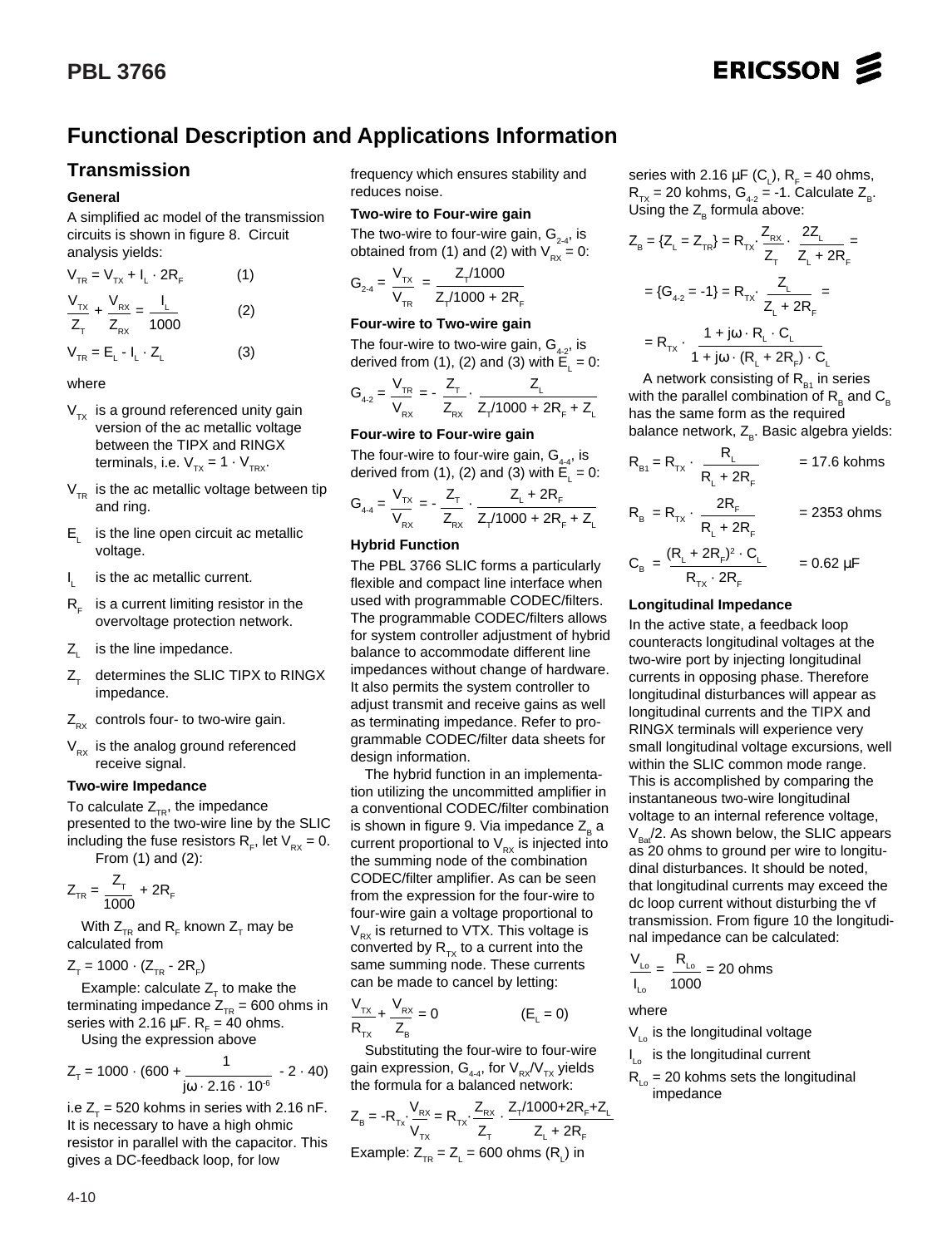## Functional Description and Applications Information

### Transmission

#### General

A simplified ac model of the transmission circuits is shown in figure 8. Circuit analysis yields:

$$V_{TR} = V_{TX} + I_L \cdot 2R_F \qquad (1)$$

$$\frac{V_{TX}}{Z_T} + \frac{V_{RX}}{Z_{RX}} = \frac{I_L}{1000} \qquad (2)$$

$$V_{TR} = E_L - I_L \cdot Z_L \qquad (3)$$

where

- $V_{TX}$ is a ground referenced unity gain version of the ac metallic voltage between the TIPX and RINGX terminals, i.e. $V_{TX} = 1 \cdot V_{TRX}$.
- $V_{TR}$ is the ac metallic voltage between tip and ring.
- $E_L$ is the line open circuit ac metallic voltage.
- $I_L$ is the ac metallic current.
- $R_F$ is a current limiting resistor in the overvoltage protection network.
- $Z_L$ is the line impedance.
- $Z_T$ determines the SLIC TIPX to RINGX impedance.
- $Z_{RX}$ controls four- to two-wire gain.
- $V_{RX}$ is the analog ground referenced receive signal.

#### Two-wire Impedance

To calculate $Z_{TR}$, the impedance presented to the two-wire line by the SLIC including the fuse resistors $R_F$, let $V_{RX} = 0$.

From (1) and (2):

$$Z_{TR} = \frac{Z_T}{1000} + 2R_F$$

With $Z_{TR}$ and $R_F$ known $Z_T$ may be calculated from

$$Z_T = 1000 \cdot (Z_{TR} - 2R_F)$$

Example: calculate $Z_T$ to make the terminating impedance $Z_{TR}$ = 600 ohms in series with 2.16 µF. $R_F$ = 40 ohms.

Using the expression above

$$Z_T = 1000 \cdot \left(600 + \frac{1}{j\omega \cdot 2.16 \cdot 10^{-6}} - 2 \cdot 40\right)$$

i.e $Z_T$ = 520 kohms in series with 2.16 nF. It is necessary to have a high ohmic resistor in parallel with the capacitor. This gives a DC-feedback loop, for low frequency which ensures stability and reduces noise.

#### Two-wire to Four-wire gain

The two-wire to four-wire gain, $G_{2-4}$, is obtained from (1) and (2) with $V_{RX} = 0$:

$$G_{2-4} = \frac{V_{TX}}{V_{TR}} = \frac{Z_T/1000}{Z_T/1000 + 2R_F}$$

#### Four-wire to Two-wire gain

The four-wire to two-wire gain, $G_{4-2}$, is derived from (1), (2) and (3) with $E_L = 0$:

$$G_{4-2} = \frac{V_{TR}}{V_{RX}} = -\frac{Z_T}{Z_{RX}} \cdot \frac{Z_L}{Z_T/1000 + 2R_F + Z_L}$$

#### Four-wire to Four-wire gain

The four-wire to four-wire gain, $G_{4-4}$, is derived from (1), (2) and (3) with $E_L = 0$:

$$G_{4-4} = \frac{V_{TX}}{V_{RX}} = -\frac{Z_T}{Z_{RX}} \cdot \frac{Z_L + 2R_F}{Z_T/1000 + 2R_F + Z_L}$$

#### Hybrid Function

The PBL 3766 SLIC forms a particularly flexible and compact line interface when used with programmable CODEC/filters. The programmable CODEC/filters allows for system controller adjustment of hybrid balance to accommodate different line impedances without change of hardware. It also permits the system controller to adjust transmit and receive gains as well as terminating impedance. Refer to programmable CODEC/filter data sheets for design information.

The hybrid function in an implementation utilizing the uncommitted amplifier in a conventional CODEC/filter combination is shown in figure 9. Via impedance $Z_B$ a current proportional to $V_{RX}$ is injected into the summing node of the combination CODEC/filter amplifier. As can be seen from the expression for the four-wire to four-wire gain a voltage proportional to $V_{RX}$ is returned to VTX. This voltage is converted by $R_{TX}$ to a current into the same summing node. These currents can be made to cancel by letting:

$$\frac{V_{TX}}{R_{TX}} + \frac{V_{RX}}{Z_B} = 0 \qquad (E_L = 0)$$

Substituting the four-wire to four-wire gain expression, $G_{4-4}$, for $V_{RX}/V_{TX}$ yields the formula for a balanced network:

$$Z_B = -R_{TX} \cdot \frac{V_{RX}}{V_{TX}} = R_{TX} \cdot \frac{Z_{RX}}{Z_T} \cdot \frac{Z_T/1000 + 2R_F + Z_L}{Z_L + 2R_F}$$

Example: $Z_{TR} = Z_L$ = 600 ohms ($R_L$) in series with 2.16 µF ($C_L$), $R_F$ = 40 ohms, $R_{TX}$ = 20 kohms, $G_{4-2}$ = -1. Calculate $Z_B$. Using the $Z_B$ formula above:

$$Z_B = \{Z_L = Z_{TR}\} = R_{TX} \cdot \frac{Z_{RX}}{Z_T} \cdot \frac{2Z_L}{Z_L + 2R_F} =$$

$$= \{G_{4-2} = -1\} = R_{TX} \cdot \frac{Z_L}{Z_L + 2R_F} =$$

$$= R_{TX} \cdot \frac{1 + j\omega \cdot R_L \cdot C_L}{1 + j\omega \cdot (R_L + 2R_F) \cdot C_L}$$

A network consisting of $R_{B1}$ in series with the parallel combination of $R_B$ and $C_B$ has the same form as the required balance network, $Z_B$. Basic algebra yields:

$$R_{B1} = R_{TX} \cdot \frac{R_L}{R_L + 2R_F} = 17.6 \text{ kohms}$$

$$R_B = R_{TX} \cdot \frac{2R_F}{R_L + 2R_F} = 2353 \text{ ohms}$$

$$C_B = \frac{(R_L + 2R_F)^2 \cdot C_L}{R_{TX} \cdot 2R_F} = 0.62\ \mu\text{F}$$

#### Longitudinal Impedance

In the active state, a feedback loop counteracts longitudinal voltages at the two-wire port by injecting longitudinal currents in opposing phase. Therefore longitudinal disturbances will appear as longitudinal currents and the TIPX and RINGX terminals will experience very small longitudinal voltage excursions, well within the SLIC common mode range. This is accomplished by comparing the instantaneous two-wire longitudinal voltage to an internal reference voltage, $V_{Bat}/2$. As shown below, the SLIC appears as 20 ohms to ground per wire to longitudinal disturbances. It should be noted, that longitudinal currents may exceed the dc loop current without disturbing the vf transmission. From figure 10 the longitudinal impedance can be calculated:

$$\frac{V_{Lo}}{I_{Lo}} = \frac{R_{Lo}}{1000} = 20 \text{ ohms}$$

where

- $V_{Lo}$ is the longitudinal voltage
- $I_{Lo}$ is the longitudinal current
- $R_{Lo}$ = 20 kohms sets the longitudinal impedance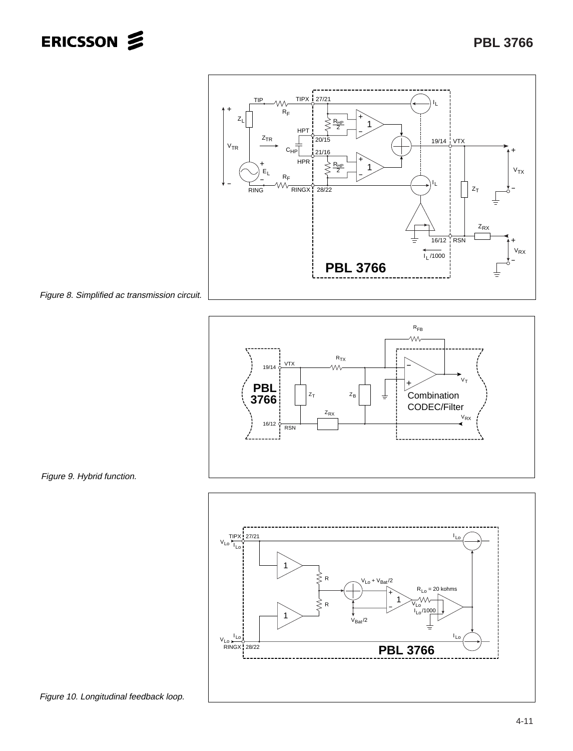Figure 8. Simplified ac transmission circuit.

Figure 9. Hybrid function.

Figure 10. Longitudinal feedback loop.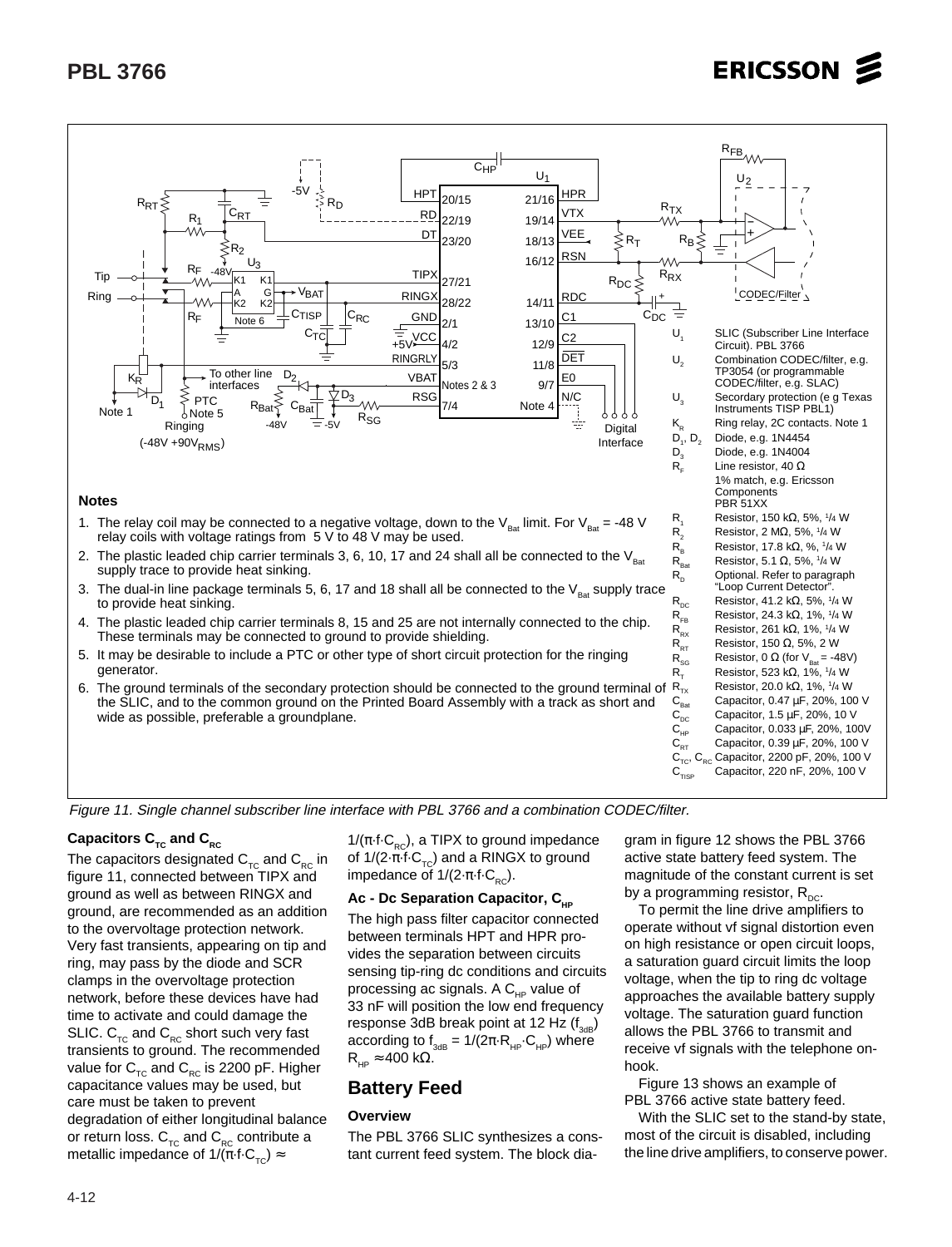**Notes**

1. The relay coil may be connected to a negative voltage, down to the $V_{Bat}$ limit. For $V_{Bat}$ = -48 V relay coils with voltage ratings from 5 V to 48 V may be used.
2. The plastic leaded chip carrier terminals 3, 6, 10, 17 and 24 shall all be connected to the $V_{Bat}$ supply trace to provide heat sinking.
3. The dual-in line package terminals 5, 6, 17 and 18 shall all be connected to the $V_{Bat}$ supply trace to provide heat sinking.
4. The plastic leaded chip carrier terminals 8, 15 and 25 are not internally connected to the chip. These terminals may be connected to ground to provide shielding.
5. It may be desirable to include a PTC or other type of short circuit protection for the ringing generator.
6. The ground terminals of the secondary protection should be connected to the ground terminal of the SLIC, and to the common ground on the Printed Board Assembly with a track as short and wide as possible, preferable a groundplane.

| | |
|---|---|
| $U_1$ | SLIC (Subscriber Line Interface Circuit). PBL 3766 |
| $U_2$ | Combination CODEC/filter, e.g. TP3054 (or programmable CODEC/filter, e.g. SLAC) |
| $U_3$ | Secondary protection (e g Texas Instruments TISP PBL1) |
| $K_R$ | Ring relay, 2C contacts. Note 1 |
| $D_1$, $D_2$ | Diode, e.g. 1N4454 |
| $D_3$ | Diode, e.g. 1N4004 |
| $R_F$ | Line resistor, 40 Ω 1% match, e.g. Ericsson Components PBR 51XX |
| $R_1$ | Resistor, 150 kΩ, 5%, 1/4 W |
| $R_2$ | Resistor, 2 MΩ, 5%, 1/4 W |
| $R_B$ | Resistor, 17.8 kΩ, %, 1/4 W |
| $R_{Bat}$ | Resistor, 5.1 Ω, 5%, 1/4 W |
| $R_D$ | Optional. Refer to paragraph "Loop Current Detector". |
| $R_{DC}$ | Resistor, 41.2 kΩ, 5%, 1/4 W |
| $R_{FB}$ | Resistor, 24.3 kΩ, 1%, 1/4 W |
| $R_{RX}$ | Resistor, 261 kΩ, 1%, 1/4 W |
| $R_{RT}$ | Resistor, 150 Ω, 5%, 2 W |
| $R_{SG}$ | Resistor, 0 Ω (for $V_{Bat}$ = -48V) |
| $R_T$ | Resistor, 523 kΩ, 1%, 1/4 W |
| $R_{TX}$ | Resistor, 20.0 kΩ, 1%, 1/4 W |
| $C_{Bat}$ | Capacitor, 0.47 µF, 20%, 100 V |
| $C_{DC}$ | Capacitor, 1.5 µF, 20%, 10 V |
| $C_{HP}$ | Capacitor, 0.033 µF, 20%, 100V |
| $C_{RT}$ | Capacitor, 0.39 µF, 20%, 100 V |
| $C_{TC}$, $C_{RC}$ | Capacitor, 2200 pF, 20%, 100 V |
| $C_{TISP}$ | Capacitor, 220 nF, 20%, 100 V |

*Figure 11. Single channel subscriber line interface with PBL 3766 and a combination CODEC/filter.*

### Capacitors $C_{TC}$ and $C_{RC}$

The capacitors designated $C_{TC}$ and $C_{RC}$ in figure 11, connected between TIPX and ground as well as between RINGX and ground, are recommended as an addition to the overvoltage protection network. Very fast transients, appearing on tip and ring, may pass by the diode and SCR clamps in the overvoltage protection network, before these devices have had time to activate and could damage the SLIC. $C_{TC}$ and $C_{RC}$ short such very fast transients to ground. The recommended value for $C_{TC}$ and $C_{RC}$ is 2200 pF. Higher capacitance values may be used, but care must be taken to prevent degradation of either longitudinal balance or return loss. $C_{TC}$ and $C_{RC}$ contribute a metallic impedance of $1/(\pi \cdot f \cdot C_{TC}) \approx 1/(\pi \cdot f \cdot C_{RC})$, a TIPX to ground impedance of $1/(2 \cdot \pi \cdot f \cdot C_{TC})$ and a RINGX to ground impedance of $1/(2 \cdot \pi \cdot f \cdot C_{RC})$.

### Ac - Dc Separation Capacitor, $C_{HP}$

The high pass filter capacitor connected between terminals HPT and HPR provides the separation between circuits sensing tip-ring dc conditions and circuits processing ac signals. A $C_{HP}$ value of 33 nF will position the low end frequency response 3dB break point at 12 Hz ($f_{3dB}$) according to $f_{3dB} = 1/(2\pi \cdot R_{HP} \cdot C_{HP})$ where $R_{HP} \approx 400$ kΩ.

## Battery Feed

### Overview

The PBL 3766 SLIC synthesizes a constant current feed system. The block diagram in figure 12 shows the PBL 3766 active state battery feed system. The magnitude of the constant current is set by a programming resistor, $R_{DC}$.

To permit the line drive amplifiers to operate without vf signal distortion even on high resistance or open circuit loops, a saturation guard circuit limits the loop voltage, when the tip to ring dc voltage approaches the available battery supply voltage. The saturation guard function allows the PBL 3766 to transmit and receive vf signals with the telephone on-hook.

Figure 13 shows an example of PBL 3766 active state battery feed.

With the SLIC set to the stand-by state, most of the circuit is disabled, including the line drive amplifiers, to conserve power.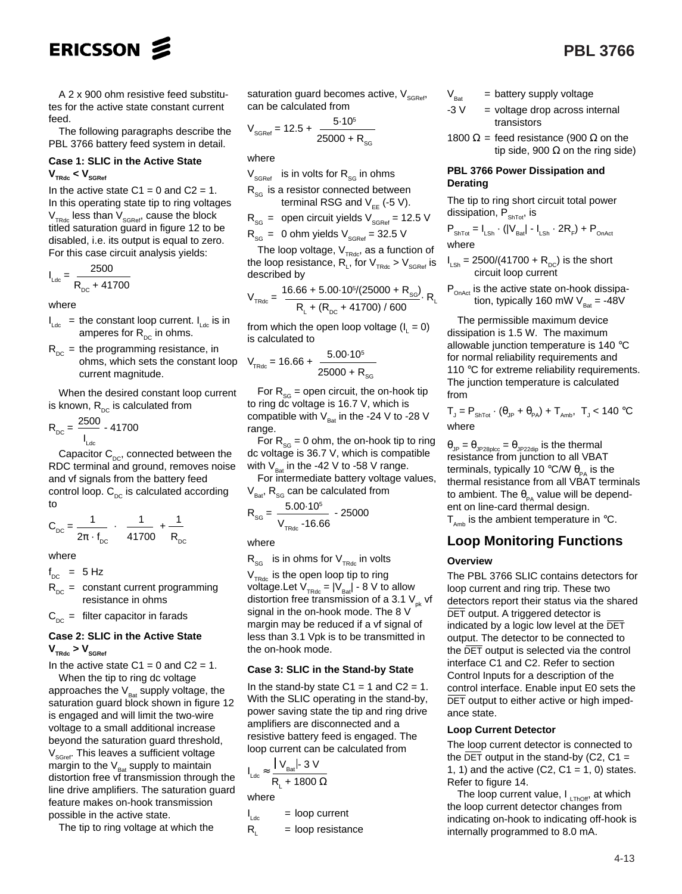A 2 x 900 ohm resistive feed substitutes for the active state constant current feed.

The following paragraphs describe the PBL 3766 battery feed system in detail.

**Case 1: SLIC in the Active State $V_{TRdc} < V_{SGRef}$**

In the active state C1 = 0 and C2 = 1. In this operating state tip to ring voltages $V_{TRdc}$ less than $V_{SGRef}$, cause the block titled saturation guard in figure 12 to be disabled, i.e. its output is equal to zero. For this case circuit analysis yields:

$$I_{Ldc} = \frac{2500}{R_{DC} + 41700}$$

where

$I_{Ldc}$ = the constant loop current. $I_{Ldc}$ is in amperes for $R_{DC}$ in ohms.

$R_{DC}$ = the programming resistance, in ohms, which sets the constant loop current magnitude.

When the desired constant loop current is known, $R_{DC}$ is calculated from

$$R_{DC} = \frac{2500}{I_{Ldc}} - 41700$$

Capacitor $C_{DC}$, connected between the RDC terminal and ground, removes noise and vf signals from the battery feed control loop. $C_{DC}$ is calculated according to

$$C_{DC} = \frac{1}{2\pi \cdot f_{DC}} \cdot \left( \frac{1}{41700} + \frac{1}{R_{DC}} \right)$$

where

$f_{DC}$ = 5 Hz

$R_{DC}$ = constant current programming resistance in ohms

$C_{DC}$ = filter capacitor in farads

**Case 2: SLIC in the Active State $V_{TRdc} > V_{SGRef}$**

In the active state C1 = 0 and C2 = 1.

When the tip to ring dc voltage approaches the $V_{Bat}$ supply voltage, the saturation guard block shown in figure 12 is engaged and will limit the two-wire voltage to a small additional increase beyond the saturation guard threshold, $V_{SGRef}$. This leaves a sufficient voltage margin to the $V_{Bat}$ supply to maintain distortion free vf transmission through the line drive amplifiers. The saturation guard feature makes on-hook transmission possible in the active state.

The tip to ring voltage at which the saturation guard becomes active, $V_{SGRef}$, can be calculated from

$$V_{SGRef} = 12.5 + \frac{5 \cdot 10^5}{25000 + R_{SG}}$$

where

$V_{SGRef}$ is in volts for $R_{SG}$ in ohms

$R_{SG}$ is a resistor connected between terminal RSG and $V_{EE}$ (-5 V).

$R_{SG}$ = open circuit yields $V_{SGRef}$ = 12.5 V

$R_{SG}$ = 0 ohm yields $V_{SGRef}$ = 32.5 V

The loop voltage, $V_{TRdc}$, as a function of the loop resistance, $R_L$, for $V_{TRdc} > V_{SGRef}$ is described by

$$V_{TRdc} = \frac{16.66 + 5.00 \cdot 10^5/(25000 + R_{SG})}{R_L + (R_{DC} + 41700)/600} \cdot R_L$$

from which the open loop voltage ($I_L$ = 0) is calculated to

$$V_{TRdc} = 16.66 + \frac{5.00 \cdot 10^5}{25000 + R_{SG}}$$

For $R_{SG}$ = open circuit, the on-hook tip to ring dc voltage is 16.7 V, which is compatible with $V_{Bat}$ in the -24 V to -28 V range.

For $R_{SG}$ = 0 ohm, the on-hook tip to ring dc voltage is 36.7 V, which is compatible with $V_{Bat}$ in the -42 V to -58 V range.

For intermediate battery voltage values, $V_{Bat}$, $R_{SG}$ can be calculated from

$$R_{SG} = \frac{5.00 \cdot 10^5}{V_{TRdc} - 16.66} - 25000$$

where

$R_{SG}$ is in ohms for $V_{TRdc}$ in volts

$V_{TRdc}$ is the open loop tip to ring voltage. Let $V_{TRdc} = |V_{Bat}|$ - 8 V to allow distortion free transmission of a 3.1 $V_{pk}$ vf signal in the on-hook mode. The 8 V margin may be reduced if a vf signal of less than 3.1 Vpk is to be transmitted in the on-hook mode.

**Case 3: SLIC in the Stand-by State**

In the stand-by state C1 = 1 and C2 = 1. With the SLIC operating in the stand-by, power saving state the tip and ring drive amplifiers are disconnected and a resistive battery feed is engaged. The loop current can be calculated from

$$I_{Ldc} \approx \frac{|V_{Bat}| - 3\text{ V}}{R_L + 1800\ \Omega}$$

where

$I_{Ldc}$ = loop current

$R_L$ = loop resistance

$V_{Bat}$ = battery supply voltage

-3 V = voltage drop across internal transistors

1800 Ω = feed resistance (900 Ω on the tip side, 900 Ω on the ring side)

**PBL 3766 Power Dissipation and Derating**

The tip to ring short circuit total power dissipation, $P_{ShTot}$, is

$$P_{ShTot} = I_{LSh} \cdot (|V_{Bat}| - I_{LSh} \cdot 2R_F) + P_{OnAct}$$

where

$I_{LSh} = 2500/(41700 + R_{DC})$ is the short circuit loop current

$P_{OnAct}$ is the active state on-hook dissipation, typically 160 mW $V_{Bat}$ = -48V

The permissible maximum device dissipation is 1.5 W. The maximum allowable junction temperature is 140 °C for normal reliability requirements and 110 °C for extreme reliability requirements. The junction temperature is calculated from

$$T_J = P_{ShTot} \cdot (\theta_{JP} + \theta_{PA}) + T_{Amb}, \quad T_J < 140\ °C$$

where

$\theta_{JP} = \theta_{JP28plcc} = \theta_{JP22dip}$ is the thermal resistance from junction to all VBAT terminals, typically 10 °C/W $\theta_{PA}$ is the thermal resistance from all VBAT terminals to ambient. The $\theta_{PA}$ value will be dependent on line-card thermal design.

$T_{Amb}$ is the ambient temperature in °C.

## Loop Monitoring Functions

### Overview

The PBL 3766 SLIC contains detectors for loop current and ring trip. These two detectors report their status via the shared $\overline{DET}$ output. A triggered detector is indicated by a logic low level at the $\overline{DET}$ output. The detector to be connected to the $\overline{DET}$ output is selected via the control interface C1 and C2. Refer to section Control Inputs for a description of the control interface. Enable input E0 sets the $\overline{DET}$ output to either active or high impedance state.

### Loop Current Detector

The loop current detector is connected to the $\overline{DET}$ output in the stand-by (C2, C1 = 1, 1) and the active (C2, C1 = 1, 0) states. Refer to figure 14.

The loop current value, $I_{LThOff}$, at which the loop current detector changes from indicating on-hook to indicating off-hook is internally programmed to 8.0 mA.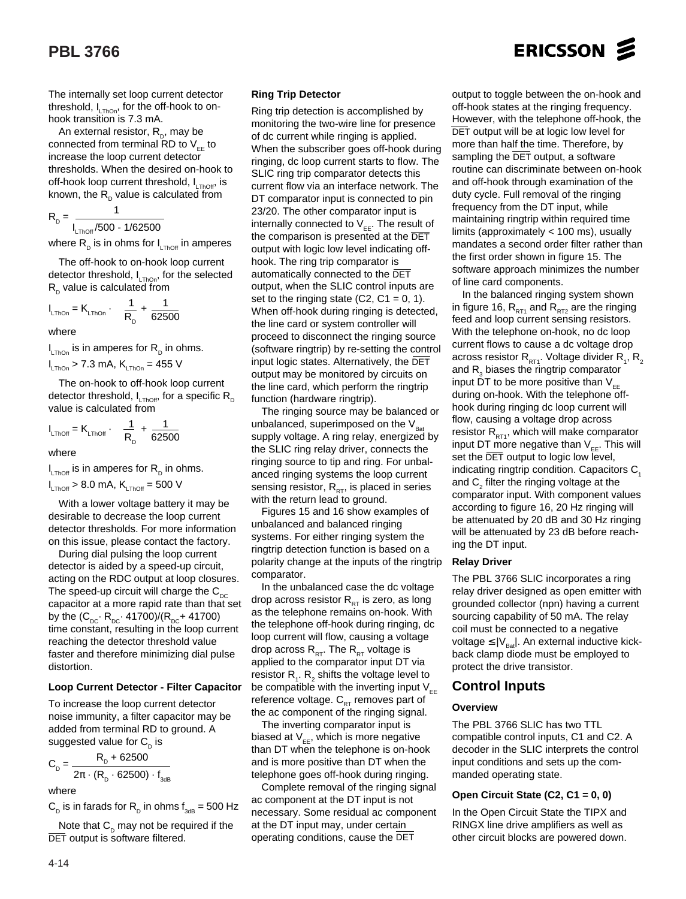The internally set loop current detector threshold, $I_{LThOn}$, for the off-hook to on-hook transition is 7.3 mA.

An external resistor, $R_D$, may be connected from terminal RD to $V_{EE}$ to increase the loop current detector thresholds. When the desired on-hook to off-hook loop current threshold, $I_{LThOff}$, is known, the $R_D$ value is calculated from

$$R_D = \frac{1}{I_{LThOff}/500 - 1/62500}$$

where $R_D$ is in ohms for $I_{LThOff}$ in amperes

The off-hook to on-hook loop current detector threshold, $I_{LThOn}$, for the selected $R_D$ value is calculated from

$$I_{LThOn} = K_{LThOn} \cdot \left( \frac{1}{R_D} + \frac{1}{62500} \right)$$

where

$I_{LThOn}$ is in amperes for $R_D$ in ohms.

$I_{LThOn} > 7.3$ mA, $K_{LThOn} = 455$ V

The on-hook to off-hook loop current detector threshold, $I_{LThOff}$, for a specific $R_D$ value is calculated from

$$I_{LThOff} = K_{LThOff} \cdot \left( \frac{1}{R_D} + \frac{1}{62500} \right)$$

where

$I_{LThOff}$ is in amperes for $R_D$ in ohms.

$I_{LThOff} > 8.0$ mA, $K_{LThOff} = 500$ V

With a lower voltage battery it may be desirable to decrease the loop current detector thresholds. For more information on this issue, please contact the factory.

During dial pulsing the loop current detector is aided by a speed-up circuit, acting on the RDC output at loop closures. The speed-up circuit will charge the $C_{DC}$ capacitor at a more rapid rate than that set by the $(C_{DC} \cdot R_{DC} \cdot 41700)/(R_{DC} + 41700)$ time constant, resulting in the loop current reaching the detector threshold value faster and therefore minimizing dial pulse distortion.

### Loop Current Detector - Filter Capacitor

To increase the loop current detector noise immunity, a filter capacitor may be added from terminal RD to ground. A suggested value for $C_D$ is

$$C_D = \frac{R_D + 62500}{2\pi \cdot (R_D \cdot 62500) \cdot f_{3dB}}$$

where

$C_D$ is in farads for $R_D$ in ohms $f_{3dB} = 500$ Hz

Note that $C_D$ may not be required if the $\overline{DET}$ output is software filtered.

### Ring Trip Detector

Ring trip detection is accomplished by monitoring the two-wire line for presence of dc current while ringing is applied. When the subscriber goes off-hook during ringing, dc loop current starts to flow. The SLIC ring trip comparator detects this current flow via an interface network. The DT comparator input is connected to pin 23/20. The other comparator input is internally connected to $V_{EE}$. The result of the comparison is presented at the $\overline{DET}$ output with logic low level indicating off-hook. The ring trip comparator is automatically connected to the $\overline{DET}$ output, when the SLIC control inputs are set to the ringing state (C2, C1 = 0, 1). When off-hook during ringing is detected, the line card or system controller will proceed to disconnect the ringing source (software ringtrip) by re-setting the control input logic states. Alternatively, the $\overline{DET}$ output may be monitored by circuits on the line card, which perform the ringtrip function (hardware ringtrip).

The ringing source may be balanced or unbalanced, superimposed on the $V_{Bat}$ supply voltage. A ring relay, energized by the SLIC ring relay driver, connects the ringing source to tip and ring. For unbalanced ringing systems the loop current sensing resistor, $R_{RT}$, is placed in series with the return lead to ground.

Figures 15 and 16 show examples of unbalanced and balanced ringing systems. For either ringing system the ringtrip detection function is based on a polarity change at the inputs of the ringtrip comparator.

In the unbalanced case the dc voltage drop across resistor $R_{RT}$ is zero, as long as the telephone remains on-hook. With the telephone off-hook during ringing, dc loop current will flow, causing a voltage drop across $R_{RT}$. The $R_{RT}$ voltage is applied to the comparator input DT via resistor $R_1$. $R_2$ shifts the voltage level to be compatible with the inverting input $V_{EE}$ reference voltage. $C_{RT}$ removes part of the ac component of the ringing signal.

The inverting comparator input is biased at $V_{EE}$, which is more negative than DT when the telephone is on-hook and is more positive than DT when the telephone goes off-hook during ringing.

Complete removal of the ringing signal ac component at the DT input is not necessary. Some residual ac component at the DT input may, under certain operating conditions, cause the $\overline{DET}$ output to toggle between the on-hook and off-hook states at the ringing frequency. However, with the telephone off-hook, the $\overline{DET}$ output will be at logic low level for more than half the time. Therefore, by sampling the $\overline{DET}$ output, a software routine can discriminate between on-hook and off-hook through examination of the duty cycle. Full removal of the ringing frequency from the DT input, while maintaining ringtrip within required time limits (approximately < 100 ms), usually mandates a second order filter rather than the first order shown in figure 15. The software approach minimizes the number of line card components.

In the balanced ringing system shown in figure 16, $R_{RT1}$ and $R_{RT2}$ are the ringing feed and loop current sensing resistors. With the telephone on-hook, no dc loop current flows to cause a dc voltage drop across resistor $R_{RT1}$. Voltage divider $R_1$, $R_2$ and $R_3$ biases the ringtrip comparator input DT to be more positive than $V_{EE}$ during on-hook. With the telephone off-hook during ringing dc loop current will flow, causing a voltage drop across resistor $R_{RT1}$, which will make comparator input DT more negative than $V_{EE}$. This will set the $\overline{DET}$ output to logic low level, indicating ringtrip condition. Capacitors $C_1$ and $C_2$ filter the ringing voltage at the comparator input. With component values according to figure 16, 20 Hz ringing will be attenuated by 20 dB and 30 Hz ringing will be attenuated by 23 dB before reaching the DT input.

### Relay Driver

The PBL 3766 SLIC incorporates a ring relay driver designed as open emitter with grounded collector (npn) having a current sourcing capability of 50 mA. The relay coil must be connected to a negative voltage $\leq |V_{Bat}|$. An external inductive kick-back clamp diode must be employed to protect the drive transistor.

## Control Inputs

### Overview

The PBL 3766 SLIC has two TTL compatible control inputs, C1 and C2. A decoder in the SLIC interprets the control input conditions and sets up the commanded operating state.

### Open Circuit State (C2, C1 = 0, 0)

In the Open Circuit State the TIPX and RINGX line drive amplifiers as well as other circuit blocks are powered down.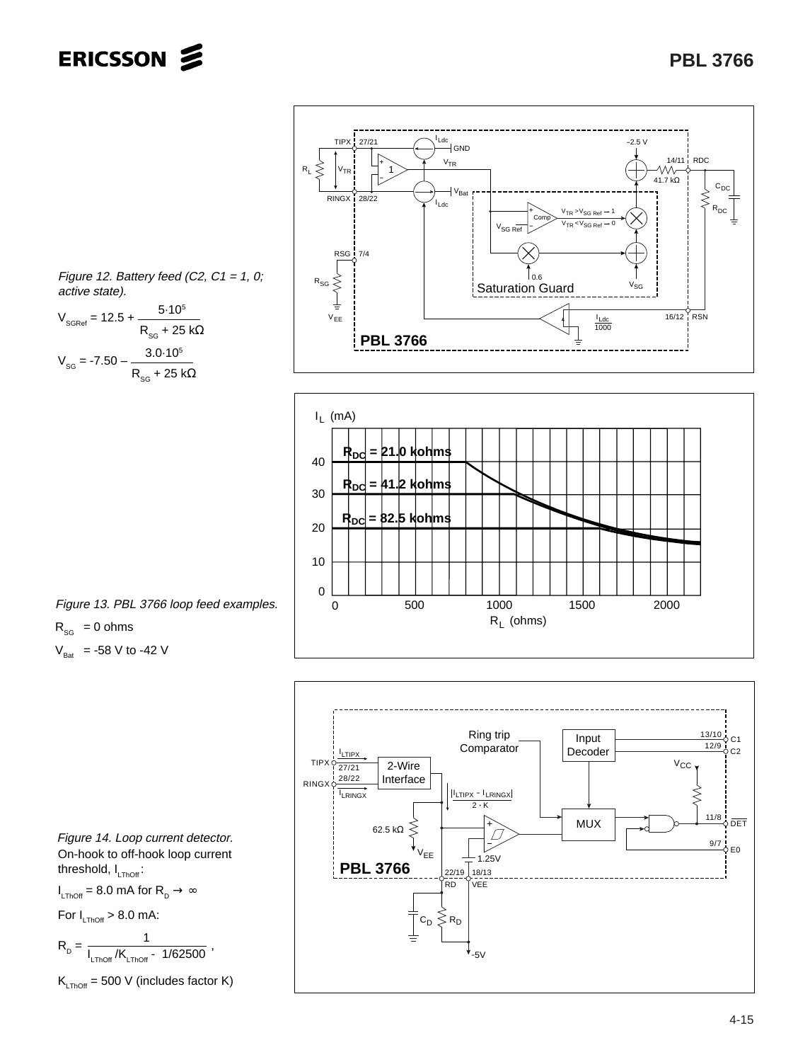*Figure 12. Battery feed (C2, C1 = 1, 0; active state).*

$$V_{SGRef} = 12.5 + \frac{5 \cdot 10^5}{R_{SG} + 25\ k\Omega}$$

$$V_{SG} = -7.50 - \frac{3.0 \cdot 10^5}{R_{SG} + 25\ k\Omega}$$

*Figure 13. PBL 3766 loop feed examples.*

$R_{SG}$ = 0 ohms

$V_{Bat}$ = -58 V to -42 V

*Figure 14. Loop current detector.*

On-hook to off-hook loop current threshold, $I_{LThOff}$:

$I_{LThOff}$ = 8.0 mA for $R_D \rightarrow \infty$

For $I_{LThOff}$ > 8.0 mA:

$$R_D = \frac{1}{I_{LThOff} / K_{LThOff} - 1/62500},$$

$K_{LThOff}$ = 500 V (includes factor K)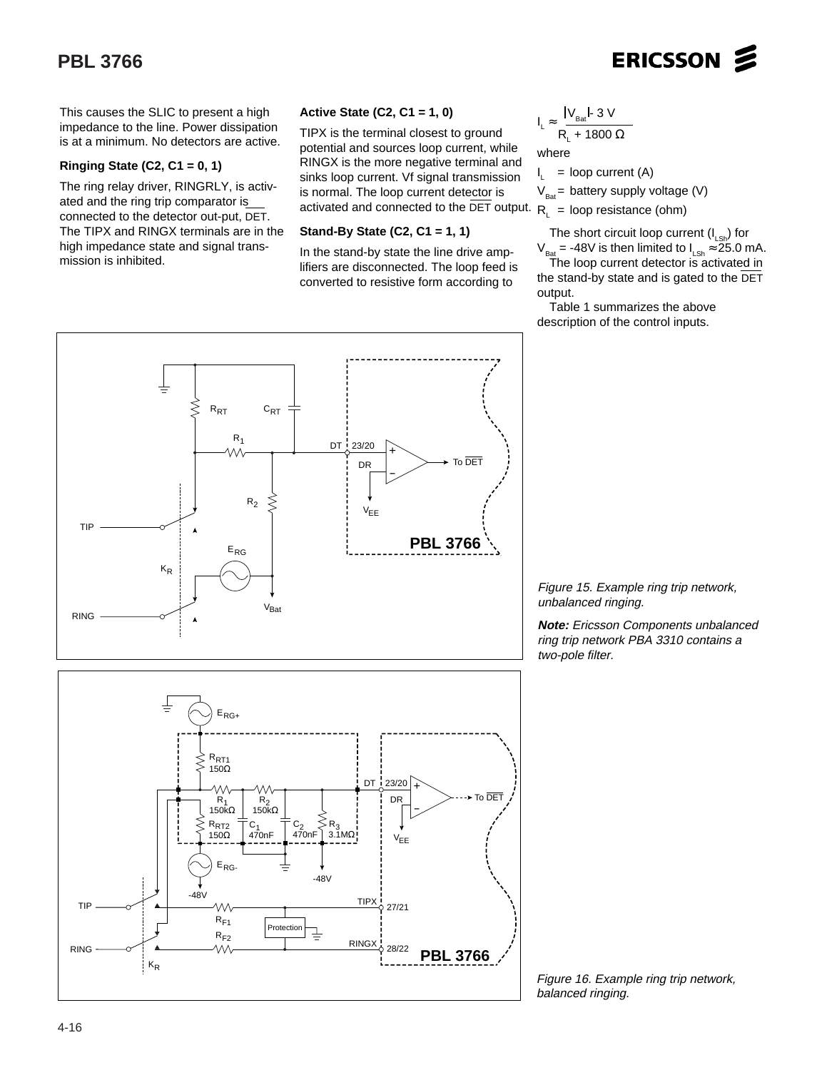This causes the SLIC to present a high impedance to the line. Power dissipation is at a minimum. No detectors are active.

**Ringing State (C2, C1 = 0, 1)**

The ring relay driver, RINGRLY, is activated and the ring trip comparator is connected to the detector out-put, $\overline{DET}$. The TIPX and RINGX terminals are in the high impedance state and signal transmission is inhibited.

**Active State (C2, C1 = 1, 0)**

TIPX is the terminal closest to ground potential and sources loop current, while RINGX is the more negative terminal and sinks loop current. Vf signal transmission is normal. The loop current detector is activated and connected to the $\overline{DET}$ output.

**Stand-By State (C2, C1 = 1, 1)**

In the stand-by state the line drive amplifiers are disconnected. The loop feed is converted to resistive form according to

$$I_L \approx \frac{|V_{Bat}| - 3\ V}{R_L + 1800\ \Omega}$$

where

$I_L$ = loop current (A)

$V_{Bat}$ = battery supply voltage (V)

$R_L$ = loop resistance (ohm)

The short circuit loop current ($I_{LSh}$) for $V_{Bat}$ = -48V is then limited to $I_{LSh} \approx 25.0$ mA.

The loop current detector is activated in the stand-by state and is gated to the $\overline{DET}$ output.

Table 1 summarizes the above description of the control inputs.

*Figure 15. Example ring trip network, unbalanced ringing.*

***Note:** Ericsson Components unbalanced ring trip network PBA 3310 contains a two-pole filter.*

*Figure 16. Example ring trip network, balanced ringing.*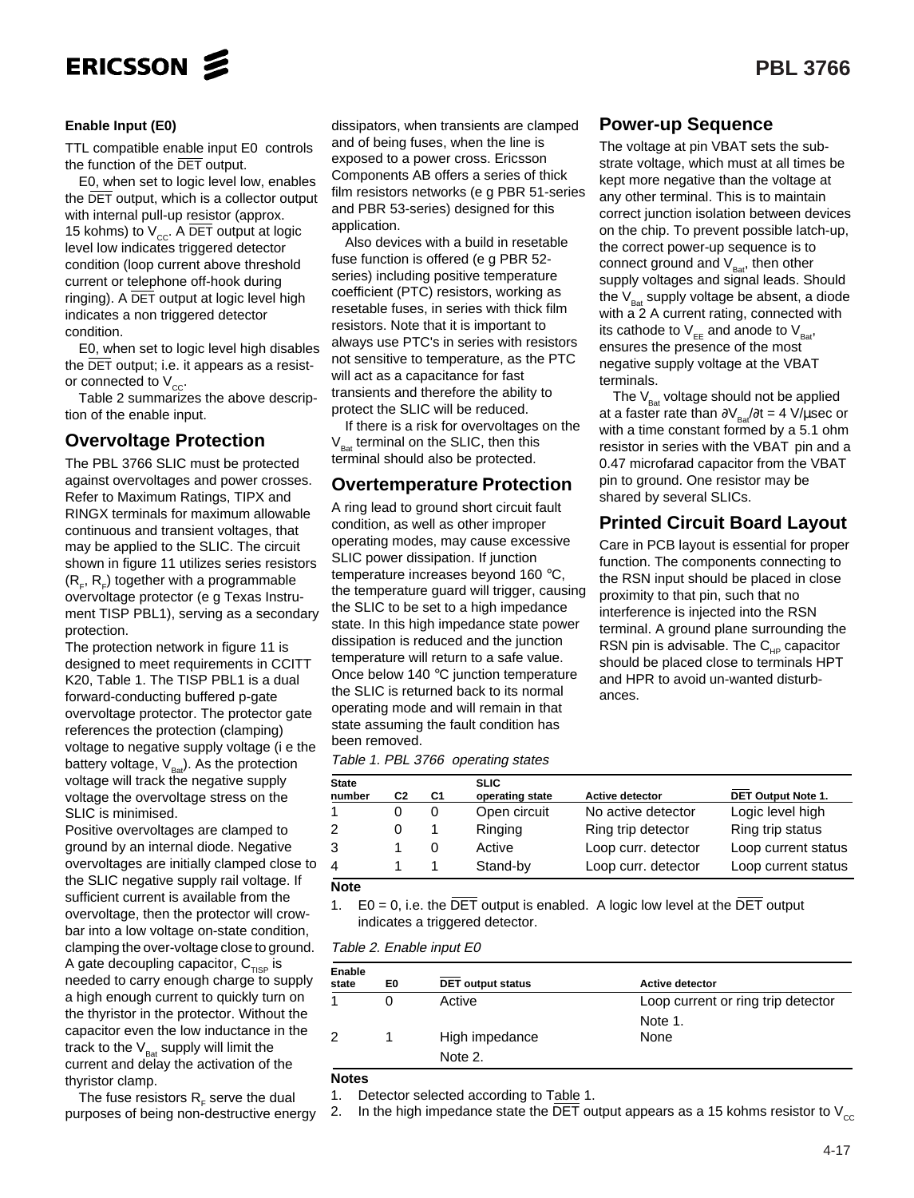### Enable Input (E0)

TTL compatible enable input E0 controls the function of the $\overline{DET}$ output.

E0, when set to logic level low, enables the $\overline{DET}$ output, which is a collector output with internal pull-up resistor (approx. 15 kohms) to $V_{CC}$. A $\overline{DET}$ output at logic level low indicates triggered detector condition (loop current above threshold current or telephone off-hook during ringing). A $\overline{DET}$ output at logic level high indicates a non triggered detector condition.

E0, when set to logic level high disables the $\overline{DET}$ output; i.e. it appears as a resistor connected to $V_{CC}$.

Table 2 summarizes the above description of the enable input.

## Overvoltage Protection

The PBL 3766 SLIC must be protected against overvoltages and power crosses. Refer to Maximum Ratings, TIPX and RINGX terminals for maximum allowable continuous and transient voltages, that may be applied to the SLIC. The circuit shown in figure 11 utilizes series resistors ($R_F$, $R_F$) together with a programmable overvoltage protector (e g Texas Instrument TISP PBL1), serving as a secondary protection.

The protection network in figure 11 is designed to meet requirements in CCITT K20, Table 1. The TISP PBL1 is a dual forward-conducting buffered p-gate overvoltage protector. The protector gate references the protection (clamping) voltage to negative supply voltage (i e the battery voltage, $V_{Bat}$). As the protection voltage will track the negative supply voltage the overvoltage stress on the SLIC is minimised.

Positive overvoltages are clamped to ground by an internal diode. Negative overvoltages are initially clamped close to the SLIC negative supply rail voltage. If sufficient current is available from the overvoltage, then the protector will crowbar into a low voltage on-state condition, clamping the over-voltage close to ground. A gate decoupling capacitor, $C_{TISP}$ is needed to carry enough charge to supply a high enough current to quickly turn on the thyristor in the protector. Without the capacitor even the low inductance in the track to the $V_{Bat}$ supply will limit the current and delay the activation of the thyristor clamp.

The fuse resistors $R_F$ serve the dual purposes of being non-destructive energy dissipators, when transients are clamped and of being fuses, when the line is exposed to a power cross. Ericsson Components AB offers a series of thick film resistors networks (e g PBR 51-series and PBR 53-series) designed for this application.

Also devices with a build in resetable fuse function is offered (e g PBR 52-series) including positive temperature coefficient (PTC) resistors, working as resetable fuses, in series with thick film resistors. Note that it is important to always use PTC's in series with resistors not sensitive to temperature, as the PTC will act as a capacitance for fast transients and therefore the ability to protect the SLIC will be reduced.

If there is a risk for overvoltages on the $V_{Bat}$ terminal on the SLIC, then this terminal should also be protected.

## Overtemperature Protection

A ring lead to ground short circuit fault condition, as well as other improper operating modes, may cause excessive SLIC power dissipation. If junction temperature increases beyond 160 °C, the temperature guard will trigger, causing the SLIC to be set to a high impedance state. In this high impedance state power dissipation is reduced and the junction temperature will return to a safe value. Once below 140 °C junction temperature the SLIC is returned back to its normal operating mode and will remain in that state assuming the fault condition has been removed.

## Power-up Sequence

The voltage at pin VBAT sets the substrate voltage, which must at all times be kept more negative than the voltage at any other terminal. This is to maintain correct junction isolation between devices on the chip. To prevent possible latch-up, the correct power-up sequence is to connect ground and $V_{Bat}$, then other supply voltages and signal leads. Should the $V_{Bat}$ supply voltage be absent, a diode with a 2 A current rating, connected with its cathode to $V_{EE}$ and anode to $V_{Bat}$, ensures the presence of the most negative supply voltage at the VBAT terminals.

The $V_{Bat}$ voltage should not be applied at a faster rate than $\partial V_{Bat}/\partial t$ = 4 V/µsec or with a time constant formed by a 5.1 ohm resistor in series with the VBAT pin and a 0.47 microfarad capacitor from the VBAT pin to ground. One resistor may be shared by several SLICs.

## Printed Circuit Board Layout

Care in PCB layout is essential for proper function. The components connecting to the RSN input should be placed in close proximity to that pin, such that no interference is injected into the RSN terminal. A ground plane surrounding the RSN pin is advisable. The $C_{HP}$ capacitor should be placed close to terminals HPT and HPR to avoid un-wanted disturbances.

*Table 1. PBL 3766 operating states*

| State number | C2 | C1 | SLIC operating state | Active detector | $\overline{DET}$ Output Note 1. |
|---|---|---|---|---|---|
| 1 | 0 | 0 | Open circuit | No active detector | Logic level high |
| 2 | 0 | 1 | Ringing | Ring trip detector | Ring trip status |
| 3 | 1 | 0 | Active | Loop curr. detector | Loop current status |
| 4 | 1 | 1 | Stand-by | Loop curr. detector | Loop current status |

**Note**

1. E0 = 0, i.e. the $\overline{DET}$ output is enabled. A logic low level at the $\overline{DET}$ output indicates a triggered detector.

*Table 2. Enable input E0*

| Enable state | E0 | $\overline{DET}$ output status | Active detector |
|---|---|---|---|
| 1 | 0 | Active | Loop current or ring trip detector Note 1. |
| 2 | 1 | High impedance Note 2. | None |

**Notes**

1. Detector selected according to Table 1.
2. In the high impedance state the $\overline{DET}$ output appears as a 15 kohms resistor to $V_{CC}$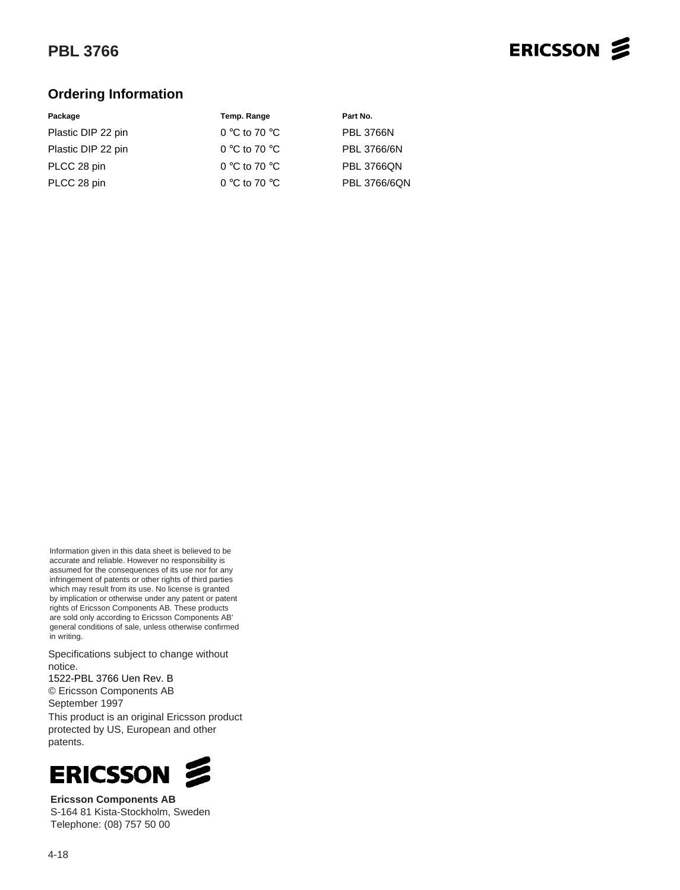## Ordering Information

| Package | Temp. Range | Part No. |
| --- | --- | --- |
| Plastic DIP 22 pin | 0 °C to 70 °C | PBL 3766N |
| Plastic DIP 22 pin | 0 °C to 70 °C | PBL 3766/6N |
| PLCC 28 pin | 0 °C to 70 °C | PBL 3766QN |
| PLCC 28 pin | 0 °C to 70 °C | PBL 3766/6QN |

Information given in this data sheet is believed to be accurate and reliable. However no responsibility is assumed for the consequences of its use nor for any infringement of patents or other rights of third parties which may result from its use. No license is granted by implication or otherwise under any patent or patent rights of Ericsson Components AB. These products are sold only according to Ericsson Components AB' general conditions of sale, unless otherwise confirmed in writing.

Specifications subject to change without notice.
1522-PBL 3766 Uen Rev. B
© Ericsson Components AB
September 1997
This product is an original Ericsson product protected by US, European and other patents.

ERICSSON

**Ericsson Components AB**
S-164 81 Kista-Stockholm, Sweden
Telephone: (08) 757 50 00